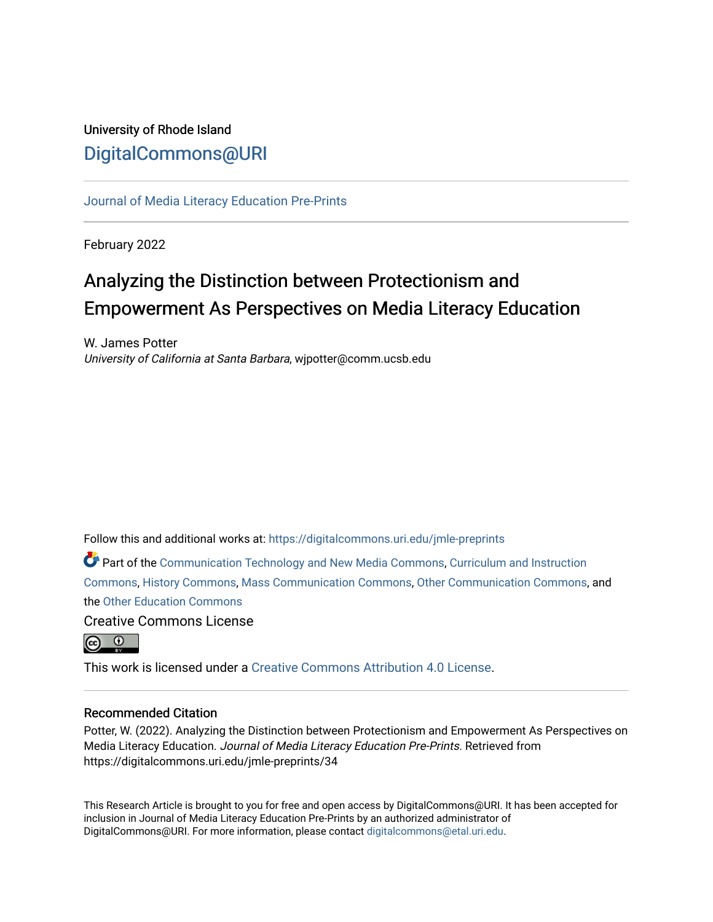University of Rhode Island

DigitalCommons@URI

Journal of Media Literacy Education Pre-Prints

February 2022

# Analyzing the Distinction between Protectionism and Empowerment As Perspectives on Media Literacy Education

W. James Potter
*University of California at Santa Barbara*, wjpotter@comm.ucsb.edu

Follow this and additional works at: https://digitalcommons.uri.edu/jmle-preprints

Part of the Communication Technology and New Media Commons, Curriculum and Instruction Commons, History Commons, Mass Communication Commons, Other Communication Commons, and the Other Education Commons

Creative Commons License

This work is licensed under a Creative Commons Attribution 4.0 License.

## Recommended Citation

Potter, W. (2022). Analyzing the Distinction between Protectionism and Empowerment As Perspectives on Media Literacy Education. *Journal of Media Literacy Education Pre-Prints.* Retrieved from https://digitalcommons.uri.edu/jmle-preprints/34

This Research Article is brought to you for free and open access by DigitalCommons@URI. It has been accepted for inclusion in Journal of Media Literacy Education Pre-Prints by an authorized administrator of DigitalCommons@URI. For more information, please contact digitalcommons@etal.uri.edu.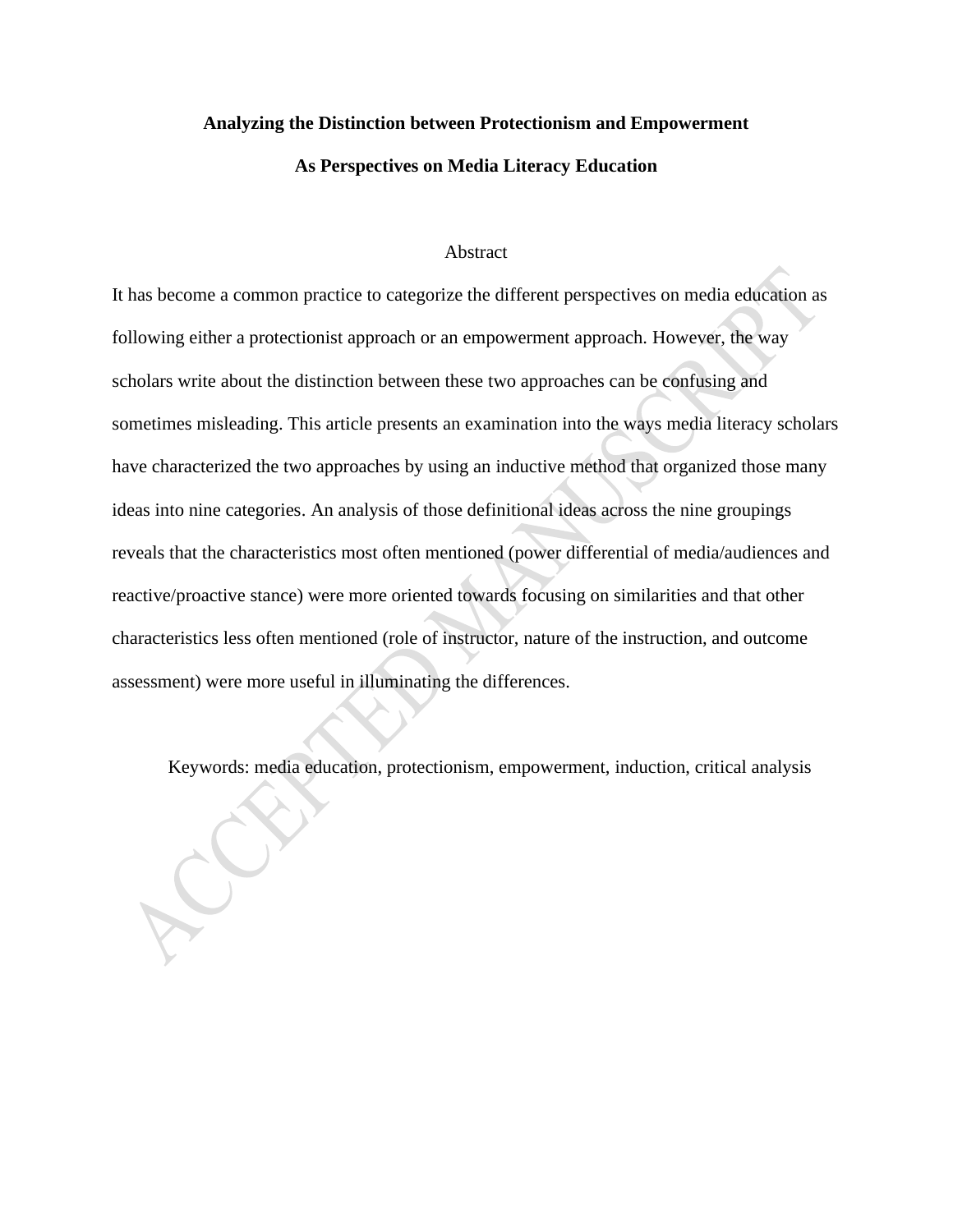**Analyzing the Distinction between Protectionism and Empowerment**

**As Perspectives on Media Literacy Education**

## Abstract

It has become a common practice to categorize the different perspectives on media education as following either a protectionist approach or an empowerment approach. However, the way scholars write about the distinction between these two approaches can be confusing and sometimes misleading. This article presents an examination into the ways media literacy scholars have characterized the two approaches by using an inductive method that organized those many ideas into nine categories. An analysis of those definitional ideas across the nine groupings reveals that the characteristics most often mentioned (power differential of media/audiences and reactive/proactive stance) were more oriented towards focusing on similarities and that other characteristics less often mentioned (role of instructor, nature of the instruction, and outcome assessment) were more useful in illuminating the differences.

Keywords: media education, protectionism, empowerment, induction, critical analysis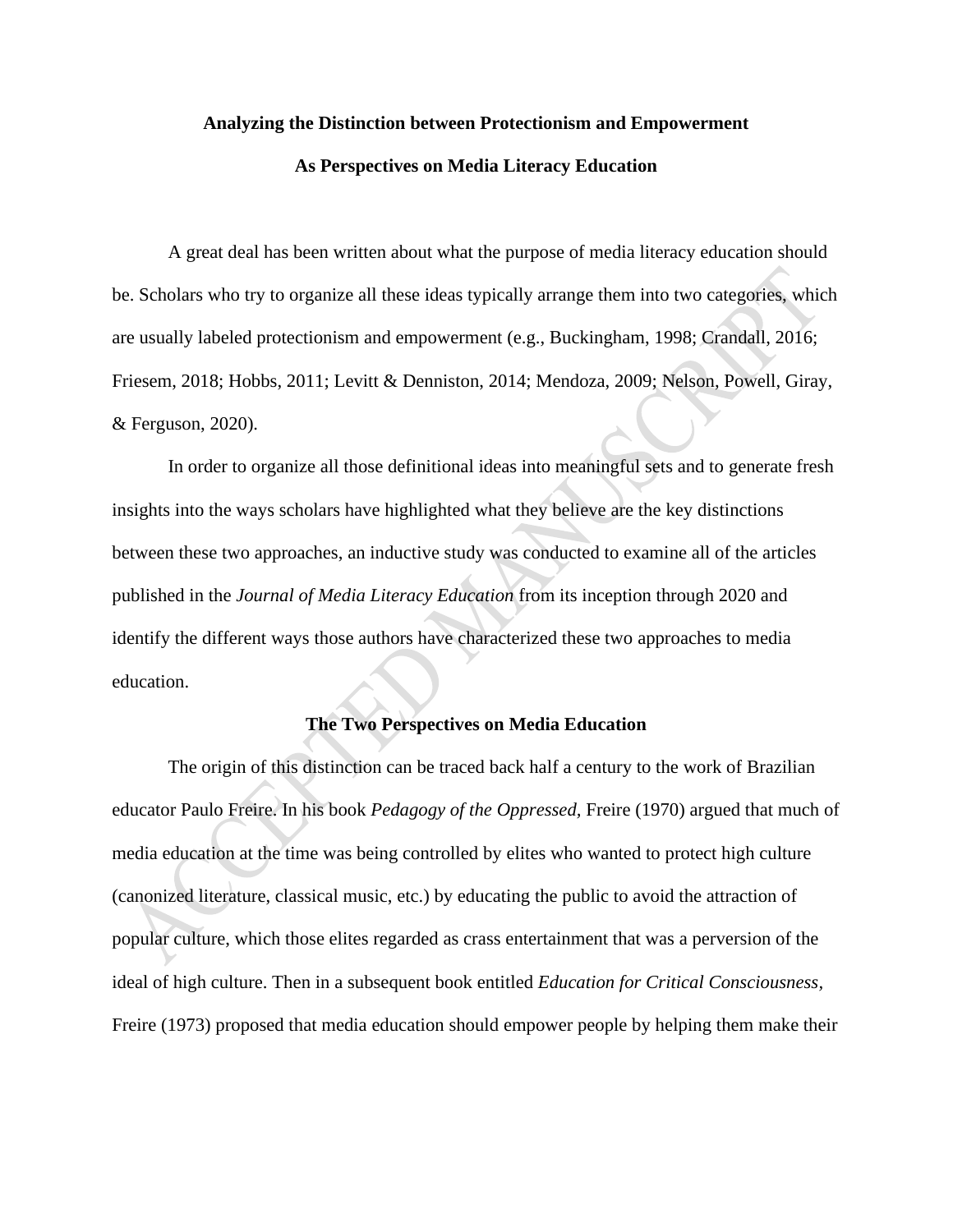# Analyzing the Distinction between Protectionism and Empowerment

# As Perspectives on Media Literacy Education

A great deal has been written about what the purpose of media literacy education should be. Scholars who try to organize all these ideas typically arrange them into two categories, which are usually labeled protectionism and empowerment (e.g., Buckingham, 1998; Crandall, 2016; Friesem, 2018; Hobbs, 2011; Levitt & Denniston, 2014; Mendoza, 2009; Nelson, Powell, Giray, & Ferguson, 2020).

In order to organize all those definitional ideas into meaningful sets and to generate fresh insights into the ways scholars have highlighted what they believe are the key distinctions between these two approaches, an inductive study was conducted to examine all of the articles published in the *Journal of Media Literacy Education* from its inception through 2020 and identify the different ways those authors have characterized these two approaches to media education.

## The Two Perspectives on Media Education

The origin of this distinction can be traced back half a century to the work of Brazilian educator Paulo Freire. In his book *Pedagogy of the Oppressed,* Freire (1970) argued that much of media education at the time was being controlled by elites who wanted to protect high culture (canonized literature, classical music, etc.) by educating the public to avoid the attraction of popular culture, which those elites regarded as crass entertainment that was a perversion of the ideal of high culture. Then in a subsequent book entitled *Education for Critical Consciousness*, Freire (1973) proposed that media education should empower people by helping them make their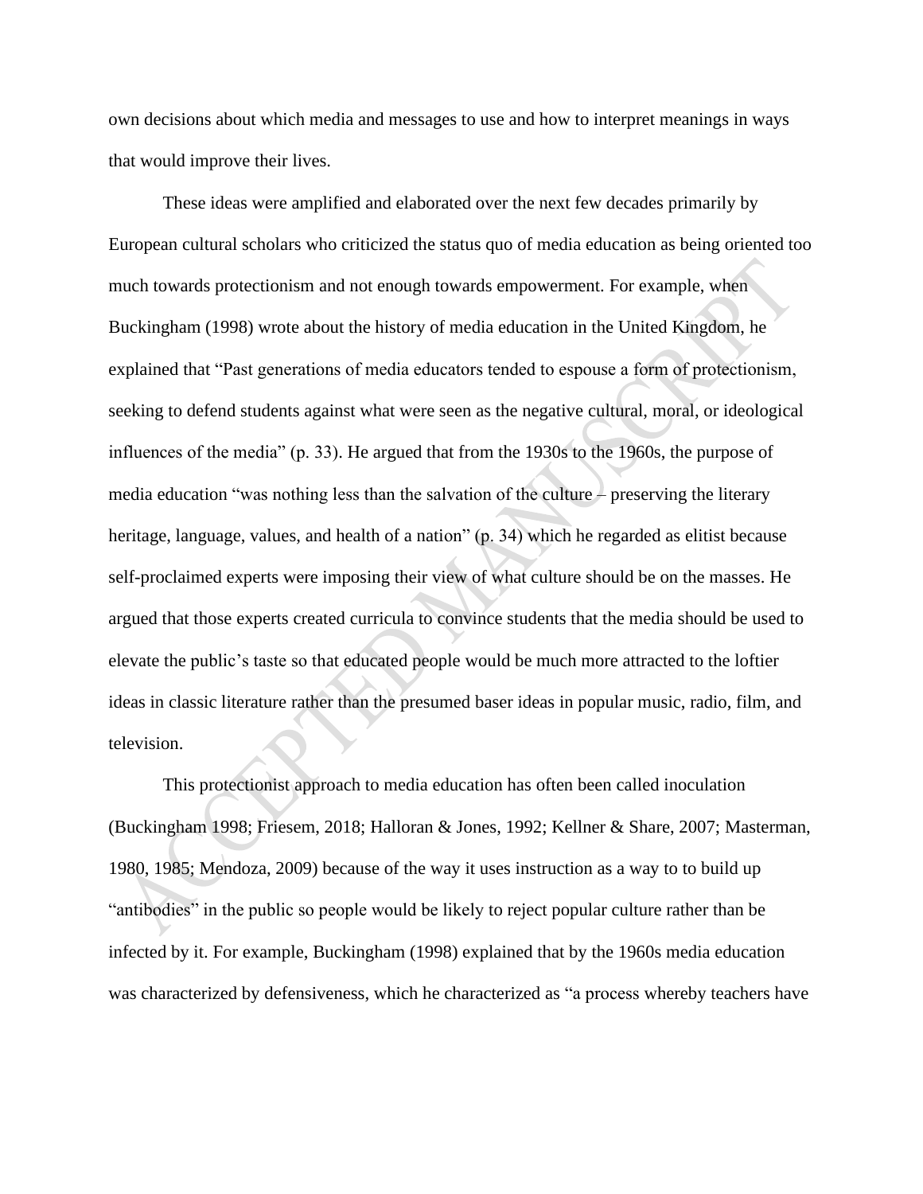own decisions about which media and messages to use and how to interpret meanings in ways that would improve their lives.

These ideas were amplified and elaborated over the next few decades primarily by European cultural scholars who criticized the status quo of media education as being oriented too much towards protectionism and not enough towards empowerment. For example, when Buckingham (1998) wrote about the history of media education in the United Kingdom, he explained that "Past generations of media educators tended to espouse a form of protectionism, seeking to defend students against what were seen as the negative cultural, moral, or ideological influences of the media" (p. 33). He argued that from the 1930s to the 1960s, the purpose of media education "was nothing less than the salvation of the culture – preserving the literary heritage, language, values, and health of a nation" (p. 34) which he regarded as elitist because self-proclaimed experts were imposing their view of what culture should be on the masses. He argued that those experts created curricula to convince students that the media should be used to elevate the public's taste so that educated people would be much more attracted to the loftier ideas in classic literature rather than the presumed baser ideas in popular music, radio, film, and television.

This protectionist approach to media education has often been called inoculation (Buckingham 1998; Friesem, 2018; Halloran & Jones, 1992; Kellner & Share, 2007; Masterman, 1980, 1985; Mendoza, 2009) because of the way it uses instruction as a way to to build up "antibodies" in the public so people would be likely to reject popular culture rather than be infected by it. For example, Buckingham (1998) explained that by the 1960s media education was characterized by defensiveness, which he characterized as "a process whereby teachers have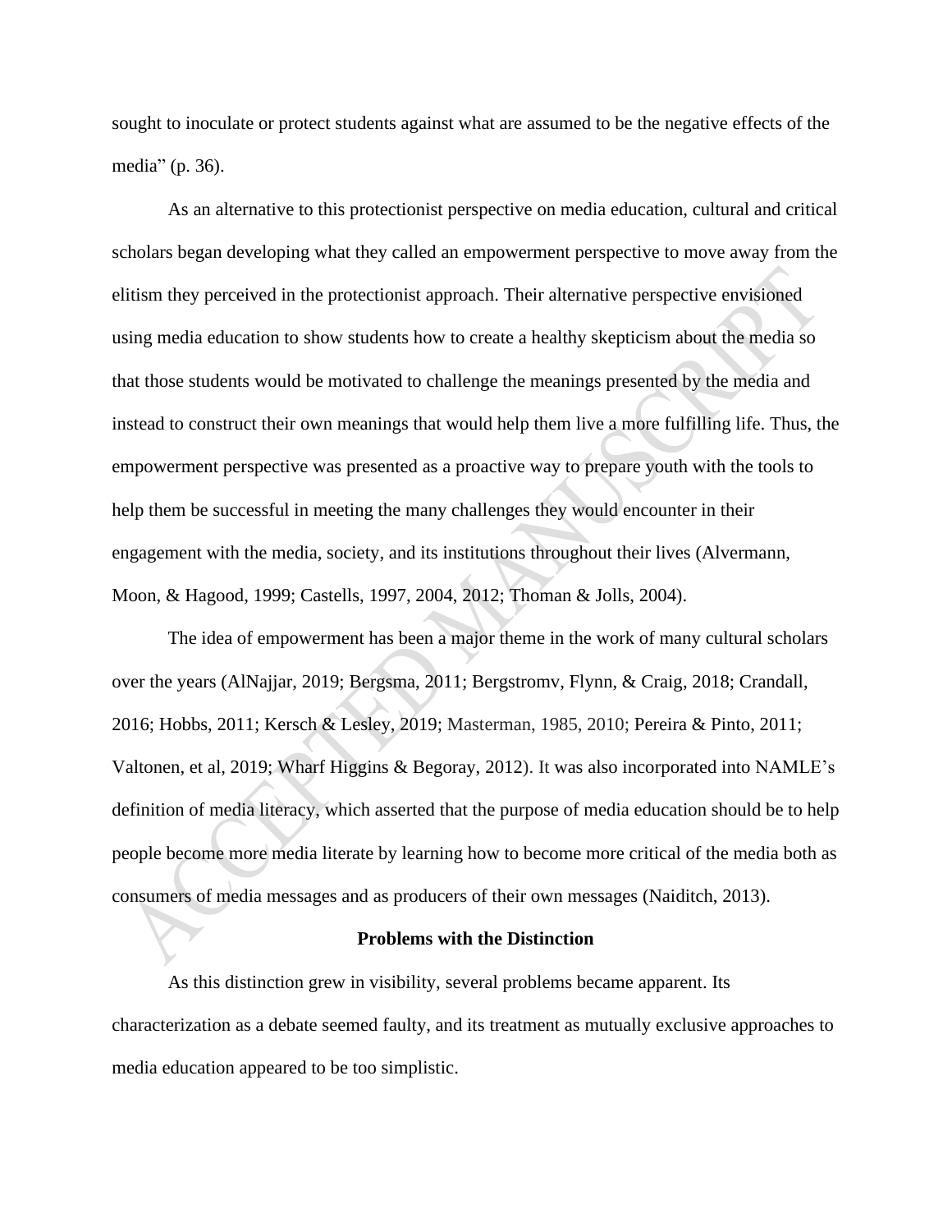sought to inoculate or protect students against what are assumed to be the negative effects of the media" (p. 36).

As an alternative to this protectionist perspective on media education, cultural and critical scholars began developing what they called an empowerment perspective to move away from the elitism they perceived in the protectionist approach. Their alternative perspective envisioned using media education to show students how to create a healthy skepticism about the media so that those students would be motivated to challenge the meanings presented by the media and instead to construct their own meanings that would help them live a more fulfilling life. Thus, the empowerment perspective was presented as a proactive way to prepare youth with the tools to help them be successful in meeting the many challenges they would encounter in their engagement with the media, society, and its institutions throughout their lives (Alvermann, Moon, & Hagood, 1999; Castells, 1997, 2004, 2012; Thoman & Jolls, 2004).

The idea of empowerment has been a major theme in the work of many cultural scholars over the years (AlNajjar, 2019; Bergsma, 2011; Bergstromv, Flynn, & Craig, 2018; Crandall, 2016; Hobbs, 2011; Kersch & Lesley, 2019; Masterman, 1985, 2010; Pereira & Pinto, 2011; Valtonen, et al, 2019; Wharf Higgins & Begoray, 2012). It was also incorporated into NAMLE's definition of media literacy, which asserted that the purpose of media education should be to help people become more media literate by learning how to become more critical of the media both as consumers of media messages and as producers of their own messages (Naiditch, 2013).

## Problems with the Distinction

As this distinction grew in visibility, several problems became apparent. Its characterization as a debate seemed faulty, and its treatment as mutually exclusive approaches to media education appeared to be too simplistic.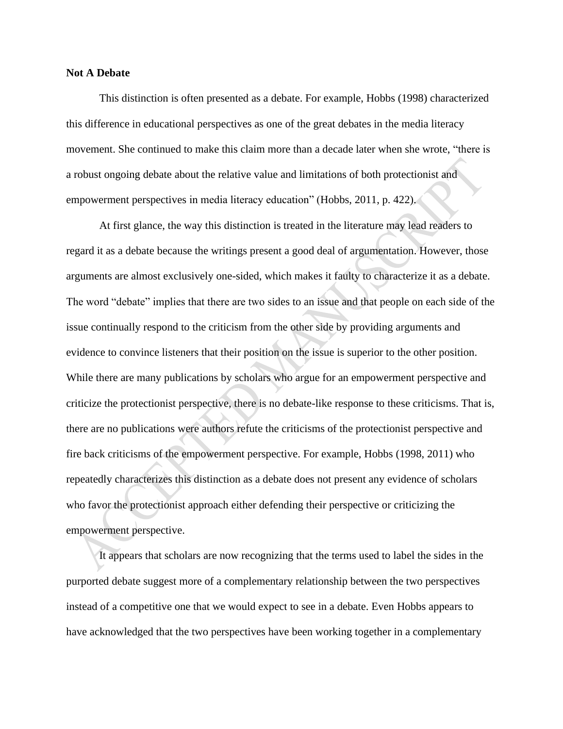**Not A Debate**

This distinction is often presented as a debate. For example, Hobbs (1998) characterized this difference in educational perspectives as one of the great debates in the media literacy movement. She continued to make this claim more than a decade later when she wrote, "there is a robust ongoing debate about the relative value and limitations of both protectionist and empowerment perspectives in media literacy education" (Hobbs, 2011, p. 422).

At first glance, the way this distinction is treated in the literature may lead readers to regard it as a debate because the writings present a good deal of argumentation. However, those arguments are almost exclusively one-sided, which makes it faulty to characterize it as a debate. The word "debate" implies that there are two sides to an issue and that people on each side of the issue continually respond to the criticism from the other side by providing arguments and evidence to convince listeners that their position on the issue is superior to the other position. While there are many publications by scholars who argue for an empowerment perspective and criticize the protectionist perspective, there is no debate-like response to these criticisms. That is, there are no publications were authors refute the criticisms of the protectionist perspective and fire back criticisms of the empowerment perspective. For example, Hobbs (1998, 2011) who repeatedly characterizes this distinction as a debate does not present any evidence of scholars who favor the protectionist approach either defending their perspective or criticizing the empowerment perspective.

It appears that scholars are now recognizing that the terms used to label the sides in the purported debate suggest more of a complementary relationship between the two perspectives instead of a competitive one that we would expect to see in a debate. Even Hobbs appears to have acknowledged that the two perspectives have been working together in a complementary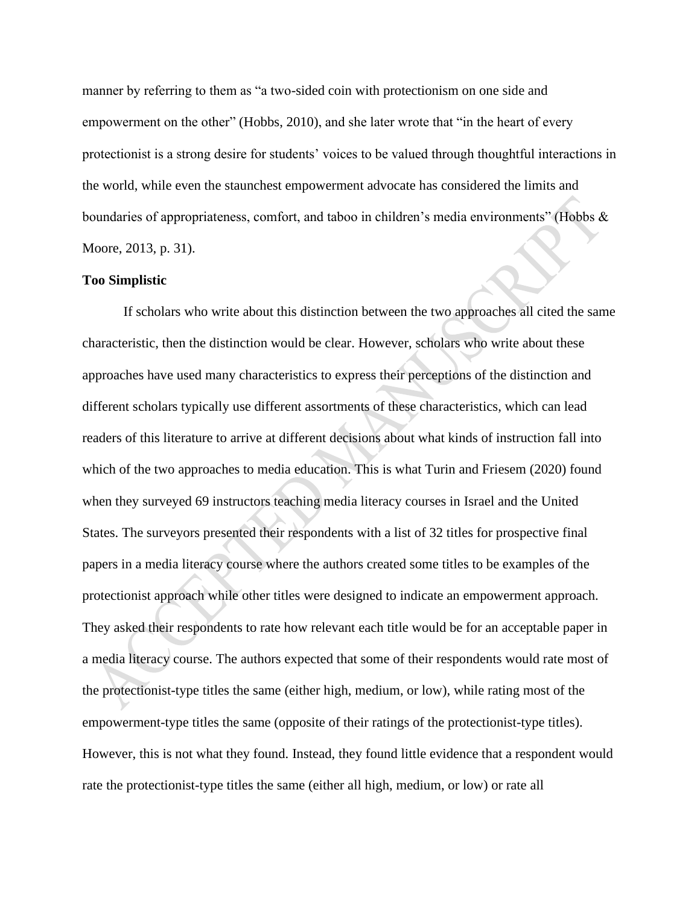manner by referring to them as "a two-sided coin with protectionism on one side and empowerment on the other" (Hobbs, 2010), and she later wrote that "in the heart of every protectionist is a strong desire for students' voices to be valued through thoughtful interactions in the world, while even the staunchest empowerment advocate has considered the limits and boundaries of appropriateness, comfort, and taboo in children's media environments" (Hobbs & Moore, 2013, p. 31).

**Too Simplistic**

If scholars who write about this distinction between the two approaches all cited the same characteristic, then the distinction would be clear. However, scholars who write about these approaches have used many characteristics to express their perceptions of the distinction and different scholars typically use different assortments of these characteristics, which can lead readers of this literature to arrive at different decisions about what kinds of instruction fall into which of the two approaches to media education. This is what Turin and Friesem (2020) found when they surveyed 69 instructors teaching media literacy courses in Israel and the United States. The surveyors presented their respondents with a list of 32 titles for prospective final papers in a media literacy course where the authors created some titles to be examples of the protectionist approach while other titles were designed to indicate an empowerment approach. They asked their respondents to rate how relevant each title would be for an acceptable paper in a media literacy course. The authors expected that some of their respondents would rate most of the protectionist-type titles the same (either high, medium, or low), while rating most of the empowerment-type titles the same (opposite of their ratings of the protectionist-type titles). However, this is not what they found. Instead, they found little evidence that a respondent would rate the protectionist-type titles the same (either all high, medium, or low) or rate all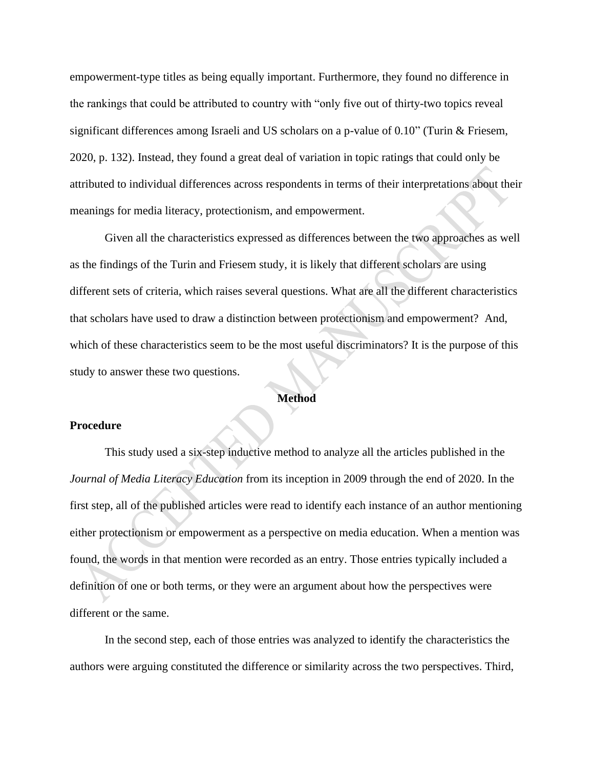empowerment-type titles as being equally important. Furthermore, they found no difference in the rankings that could be attributed to country with "only five out of thirty-two topics reveal significant differences among Israeli and US scholars on a p-value of 0.10" (Turin & Friesem, 2020, p. 132). Instead, they found a great deal of variation in topic ratings that could only be attributed to individual differences across respondents in terms of their interpretations about their meanings for media literacy, protectionism, and empowerment.

Given all the characteristics expressed as differences between the two approaches as well as the findings of the Turin and Friesem study, it is likely that different scholars are using different sets of criteria, which raises several questions. What are all the different characteristics that scholars have used to draw a distinction between protectionism and empowerment? And, which of these characteristics seem to be the most useful discriminators? It is the purpose of this study to answer these two questions.

## Method

### Procedure

This study used a six-step inductive method to analyze all the articles published in the *Journal of Media Literacy Education* from its inception in 2009 through the end of 2020. In the first step, all of the published articles were read to identify each instance of an author mentioning either protectionism or empowerment as a perspective on media education. When a mention was found, the words in that mention were recorded as an entry. Those entries typically included a definition of one or both terms, or they were an argument about how the perspectives were different or the same.

In the second step, each of those entries was analyzed to identify the characteristics the authors were arguing constituted the difference or similarity across the two perspectives. Third,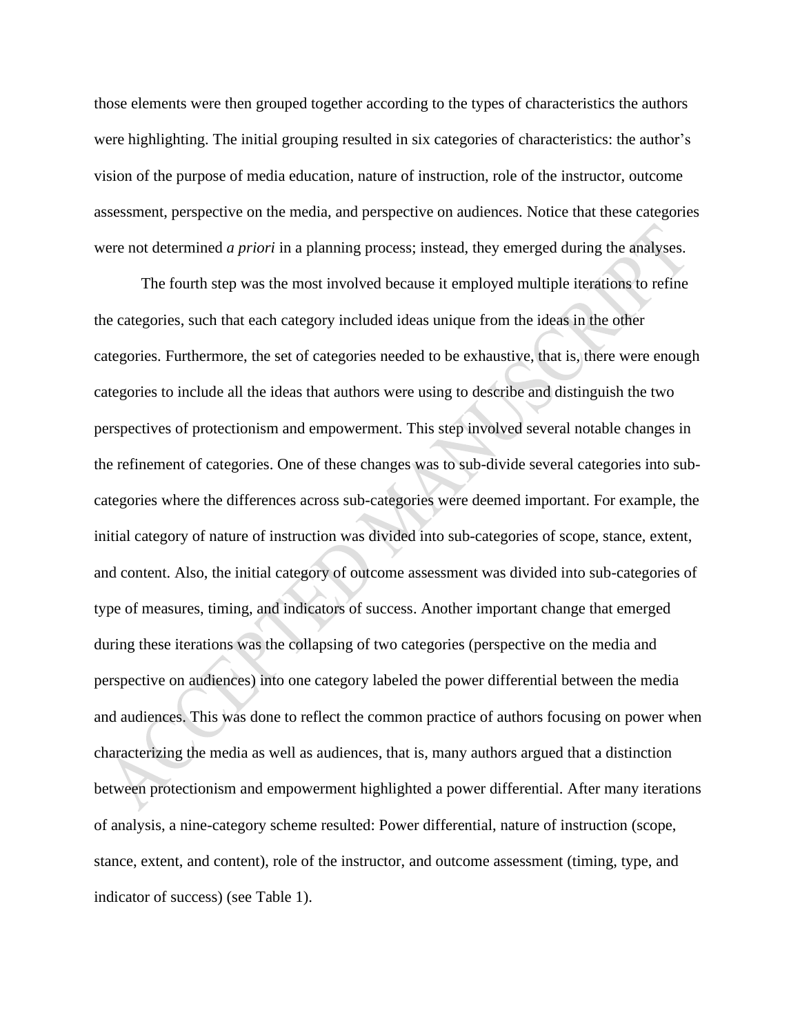those elements were then grouped together according to the types of characteristics the authors were highlighting. The initial grouping resulted in six categories of characteristics: the author's vision of the purpose of media education, nature of instruction, role of the instructor, outcome assessment, perspective on the media, and perspective on audiences. Notice that these categories were not determined *a priori* in a planning process; instead, they emerged during the analyses.

The fourth step was the most involved because it employed multiple iterations to refine the categories, such that each category included ideas unique from the ideas in the other categories. Furthermore, the set of categories needed to be exhaustive, that is, there were enough categories to include all the ideas that authors were using to describe and distinguish the two perspectives of protectionism and empowerment. This step involved several notable changes in the refinement of categories. One of these changes was to sub-divide several categories into sub-categories where the differences across sub-categories were deemed important. For example, the initial category of nature of instruction was divided into sub-categories of scope, stance, extent, and content. Also, the initial category of outcome assessment was divided into sub-categories of type of measures, timing, and indicators of success. Another important change that emerged during these iterations was the collapsing of two categories (perspective on the media and perspective on audiences) into one category labeled the power differential between the media and audiences. This was done to reflect the common practice of authors focusing on power when characterizing the media as well as audiences, that is, many authors argued that a distinction between protectionism and empowerment highlighted a power differential. After many iterations of analysis, a nine-category scheme resulted: Power differential, nature of instruction (scope, stance, extent, and content), role of the instructor, and outcome assessment (timing, type, and indicator of success) (see Table 1).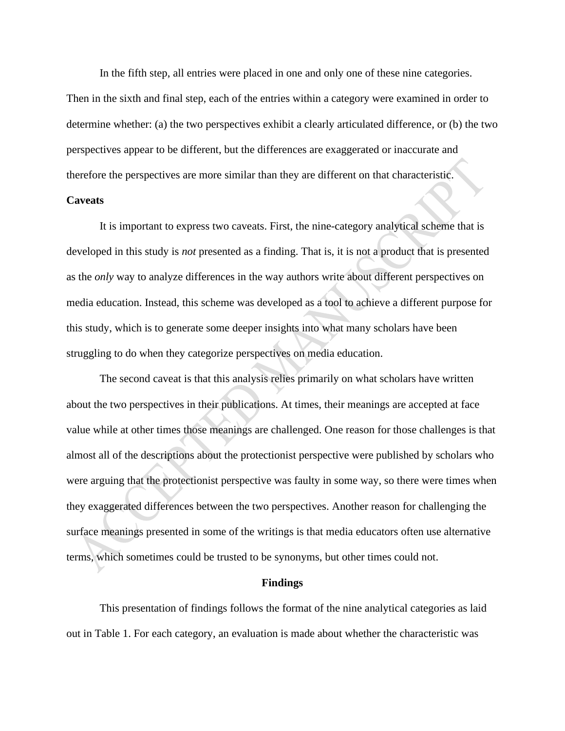In the fifth step, all entries were placed in one and only one of these nine categories. Then in the sixth and final step, each of the entries within a category were examined in order to determine whether: (a) the two perspectives exhibit a clearly articulated difference, or (b) the two perspectives appear to be different, but the differences are exaggerated or inaccurate and therefore the perspectives are more similar than they are different on that characteristic.

**Caveats**

It is important to express two caveats. First, the nine-category analytical scheme that is developed in this study is *not* presented as a finding. That is, it is not a product that is presented as the *only* way to analyze differences in the way authors write about different perspectives on media education. Instead, this scheme was developed as a tool to achieve a different purpose for this study, which is to generate some deeper insights into what many scholars have been struggling to do when they categorize perspectives on media education.

The second caveat is that this analysis relies primarily on what scholars have written about the two perspectives in their publications. At times, their meanings are accepted at face value while at other times those meanings are challenged. One reason for those challenges is that almost all of the descriptions about the protectionist perspective were published by scholars who were arguing that the protectionist perspective was faulty in some way, so there were times when they exaggerated differences between the two perspectives. Another reason for challenging the surface meanings presented in some of the writings is that media educators often use alternative terms, which sometimes could be trusted to be synonyms, but other times could not.

## Findings

This presentation of findings follows the format of the nine analytical categories as laid out in Table 1. For each category, an evaluation is made about whether the characteristic was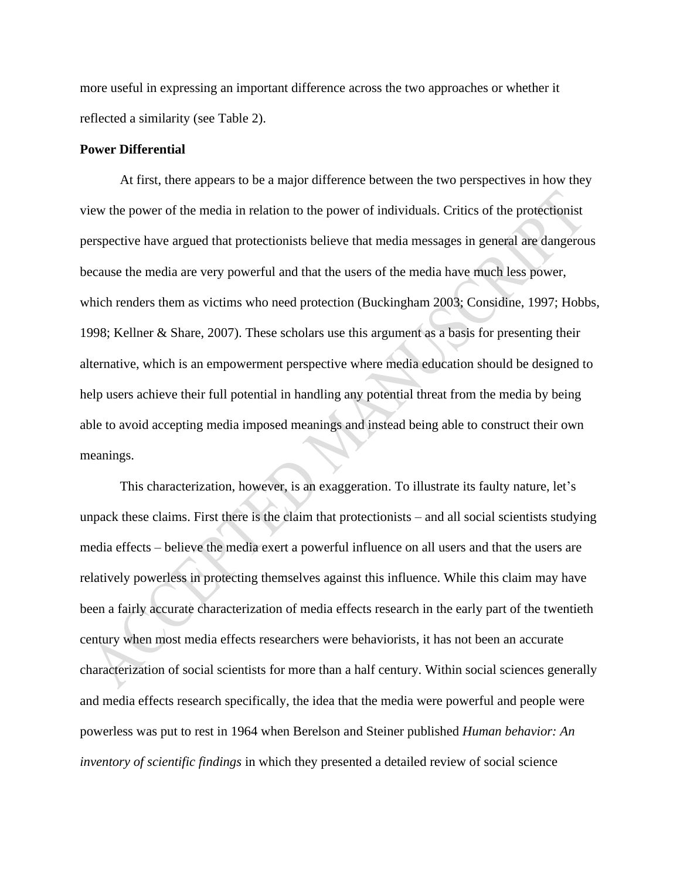more useful in expressing an important difference across the two approaches or whether it reflected a similarity (see Table 2).

**Power Differential**

At first, there appears to be a major difference between the two perspectives in how they view the power of the media in relation to the power of individuals. Critics of the protectionist perspective have argued that protectionists believe that media messages in general are dangerous because the media are very powerful and that the users of the media have much less power, which renders them as victims who need protection (Buckingham 2003; Considine, 1997; Hobbs, 1998; Kellner & Share, 2007). These scholars use this argument as a basis for presenting their alternative, which is an empowerment perspective where media education should be designed to help users achieve their full potential in handling any potential threat from the media by being able to avoid accepting media imposed meanings and instead being able to construct their own meanings.

This characterization, however, is an exaggeration. To illustrate its faulty nature, let's unpack these claims. First there is the claim that protectionists – and all social scientists studying media effects – believe the media exert a powerful influence on all users and that the users are relatively powerless in protecting themselves against this influence. While this claim may have been a fairly accurate characterization of media effects research in the early part of the twentieth century when most media effects researchers were behaviorists, it has not been an accurate characterization of social scientists for more than a half century. Within social sciences generally and media effects research specifically, the idea that the media were powerful and people were powerless was put to rest in 1964 when Berelson and Steiner published *Human behavior: An inventory of scientific findings* in which they presented a detailed review of social science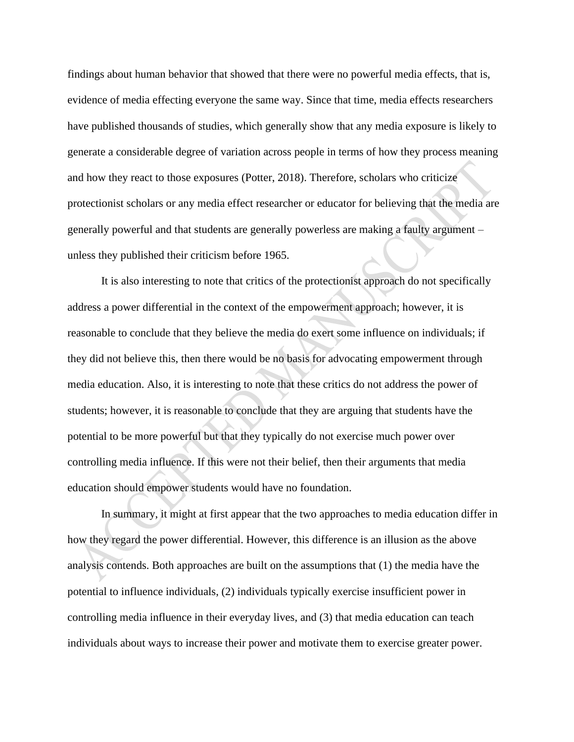findings about human behavior that showed that there were no powerful media effects, that is, evidence of media effecting everyone the same way. Since that time, media effects researchers have published thousands of studies, which generally show that any media exposure is likely to generate a considerable degree of variation across people in terms of how they process meaning and how they react to those exposures (Potter, 2018). Therefore, scholars who criticize protectionist scholars or any media effect researcher or educator for believing that the media are generally powerful and that students are generally powerless are making a faulty argument – unless they published their criticism before 1965.

It is also interesting to note that critics of the protectionist approach do not specifically address a power differential in the context of the empowerment approach; however, it is reasonable to conclude that they believe the media do exert some influence on individuals; if they did not believe this, then there would be no basis for advocating empowerment through media education. Also, it is interesting to note that these critics do not address the power of students; however, it is reasonable to conclude that they are arguing that students have the potential to be more powerful but that they typically do not exercise much power over controlling media influence. If this were not their belief, then their arguments that media education should empower students would have no foundation.

In summary, it might at first appear that the two approaches to media education differ in how they regard the power differential. However, this difference is an illusion as the above analysis contends. Both approaches are built on the assumptions that (1) the media have the potential to influence individuals, (2) individuals typically exercise insufficient power in controlling media influence in their everyday lives, and (3) that media education can teach individuals about ways to increase their power and motivate them to exercise greater power.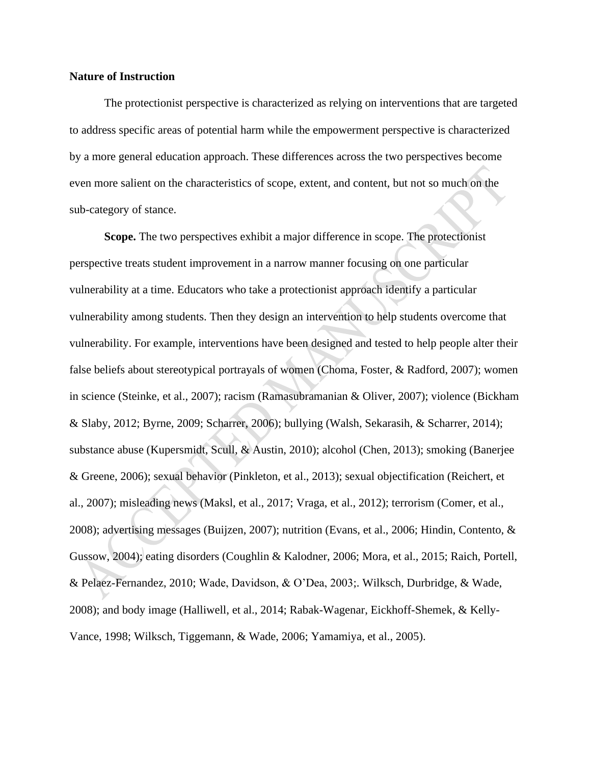**Nature of Instruction**

The protectionist perspective is characterized as relying on interventions that are targeted to address specific areas of potential harm while the empowerment perspective is characterized by a more general education approach. These differences across the two perspectives become even more salient on the characteristics of scope, extent, and content, but not so much on the sub-category of stance.

**Scope.** The two perspectives exhibit a major difference in scope. The protectionist perspective treats student improvement in a narrow manner focusing on one particular vulnerability at a time. Educators who take a protectionist approach identify a particular vulnerability among students. Then they design an intervention to help students overcome that vulnerability. For example, interventions have been designed and tested to help people alter their false beliefs about stereotypical portrayals of women (Choma, Foster, & Radford, 2007); women in science (Steinke, et al., 2007); racism (Ramasubramanian & Oliver, 2007); violence (Bickham & Slaby, 2012; Byrne, 2009; Scharrer, 2006); bullying (Walsh, Sekarasih, & Scharrer, 2014); substance abuse (Kupersmidt, Scull, & Austin, 2010); alcohol (Chen, 2013); smoking (Banerjee & Greene, 2006); sexual behavior (Pinkleton, et al., 2013); sexual objectification (Reichert, et al., 2007); misleading news (Maksl, et al., 2017; Vraga, et al., 2012); terrorism (Comer, et al., 2008); advertising messages (Buijzen, 2007); nutrition (Evans, et al., 2006; Hindin, Contento, & Gussow, 2004); eating disorders (Coughlin & Kalodner, 2006; Mora, et al., 2015; Raich, Portell, & Pelaez-Fernandez, 2010; Wade, Davidson, & O'Dea, 2003;. Wilksch, Durbridge, & Wade, 2008); and body image (Halliwell, et al., 2014; Rabak-Wagenar, Eickhoff-Shemek, & Kelly-Vance, 1998; Wilksch, Tiggemann, & Wade, 2006; Yamamiya, et al., 2005).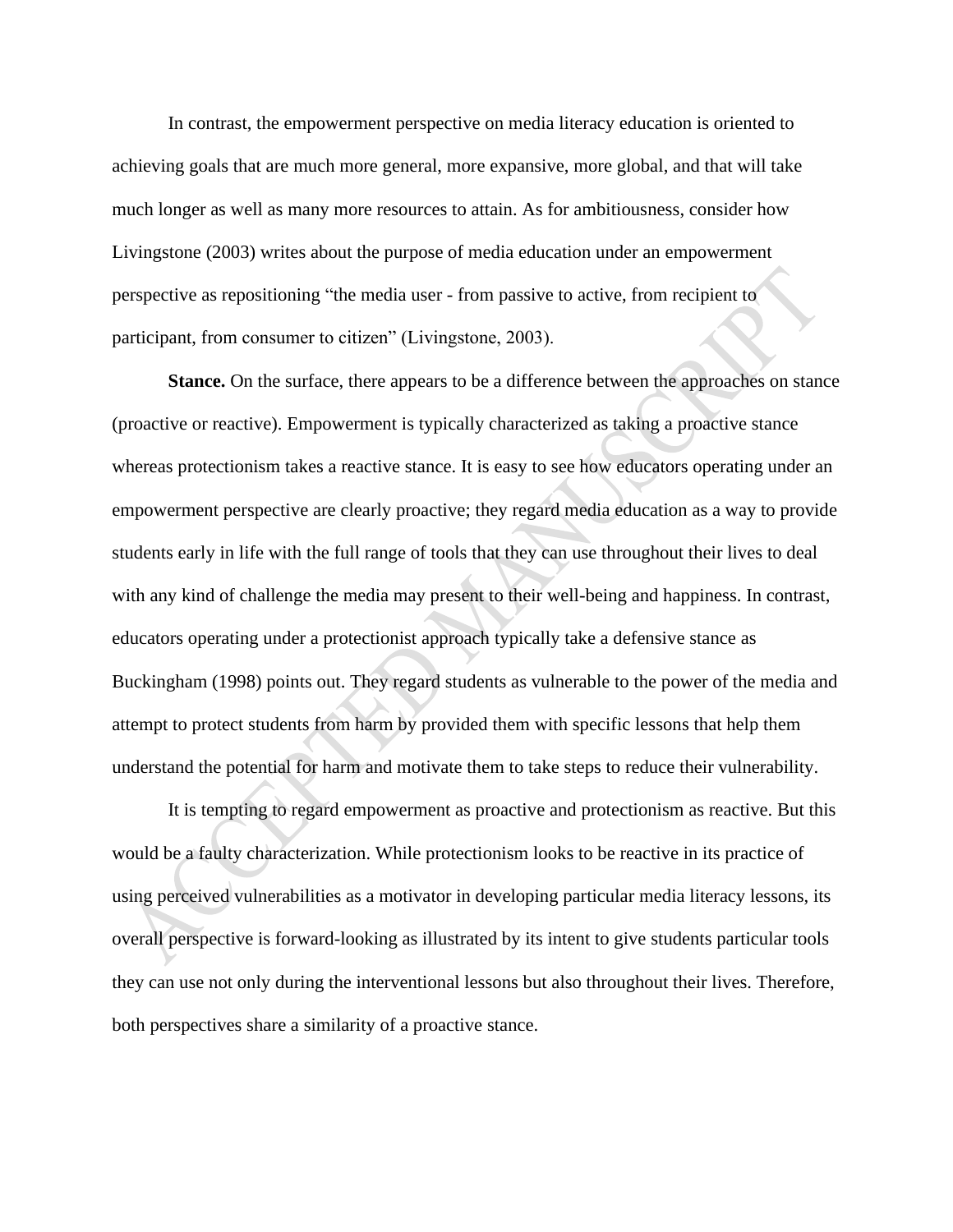In contrast, the empowerment perspective on media literacy education is oriented to achieving goals that are much more general, more expansive, more global, and that will take much longer as well as many more resources to attain. As for ambitiousness, consider how Livingstone (2003) writes about the purpose of media education under an empowerment perspective as repositioning "the media user - from passive to active, from recipient to participant, from consumer to citizen" (Livingstone, 2003).

**Stance.** On the surface, there appears to be a difference between the approaches on stance (proactive or reactive). Empowerment is typically characterized as taking a proactive stance whereas protectionism takes a reactive stance. It is easy to see how educators operating under an empowerment perspective are clearly proactive; they regard media education as a way to provide students early in life with the full range of tools that they can use throughout their lives to deal with any kind of challenge the media may present to their well-being and happiness. In contrast, educators operating under a protectionist approach typically take a defensive stance as Buckingham (1998) points out. They regard students as vulnerable to the power of the media and attempt to protect students from harm by provided them with specific lessons that help them understand the potential for harm and motivate them to take steps to reduce their vulnerability.

It is tempting to regard empowerment as proactive and protectionism as reactive. But this would be a faulty characterization. While protectionism looks to be reactive in its practice of using perceived vulnerabilities as a motivator in developing particular media literacy lessons, its overall perspective is forward-looking as illustrated by its intent to give students particular tools they can use not only during the interventional lessons but also throughout their lives. Therefore, both perspectives share a similarity of a proactive stance.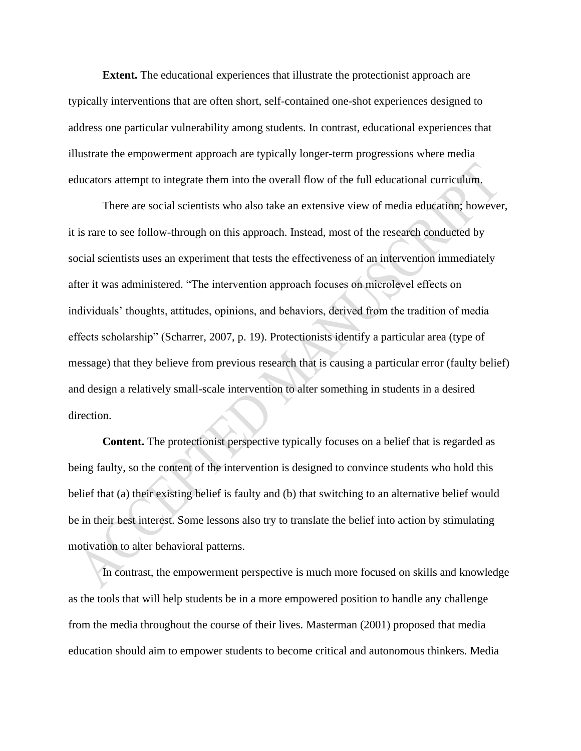**Extent.** The educational experiences that illustrate the protectionist approach are typically interventions that are often short, self-contained one-shot experiences designed to address one particular vulnerability among students. In contrast, educational experiences that illustrate the empowerment approach are typically longer-term progressions where media educators attempt to integrate them into the overall flow of the full educational curriculum.

There are social scientists who also take an extensive view of media education; however, it is rare to see follow-through on this approach. Instead, most of the research conducted by social scientists uses an experiment that tests the effectiveness of an intervention immediately after it was administered. "The intervention approach focuses on microlevel effects on individuals' thoughts, attitudes, opinions, and behaviors, derived from the tradition of media effects scholarship" (Scharrer, 2007, p. 19). Protectionists identify a particular area (type of message) that they believe from previous research that is causing a particular error (faulty belief) and design a relatively small-scale intervention to alter something in students in a desired direction.

**Content.** The protectionist perspective typically focuses on a belief that is regarded as being faulty, so the content of the intervention is designed to convince students who hold this belief that (a) their existing belief is faulty and (b) that switching to an alternative belief would be in their best interest. Some lessons also try to translate the belief into action by stimulating motivation to alter behavioral patterns.

In contrast, the empowerment perspective is much more focused on skills and knowledge as the tools that will help students be in a more empowered position to handle any challenge from the media throughout the course of their lives. Masterman (2001) proposed that media education should aim to empower students to become critical and autonomous thinkers. Media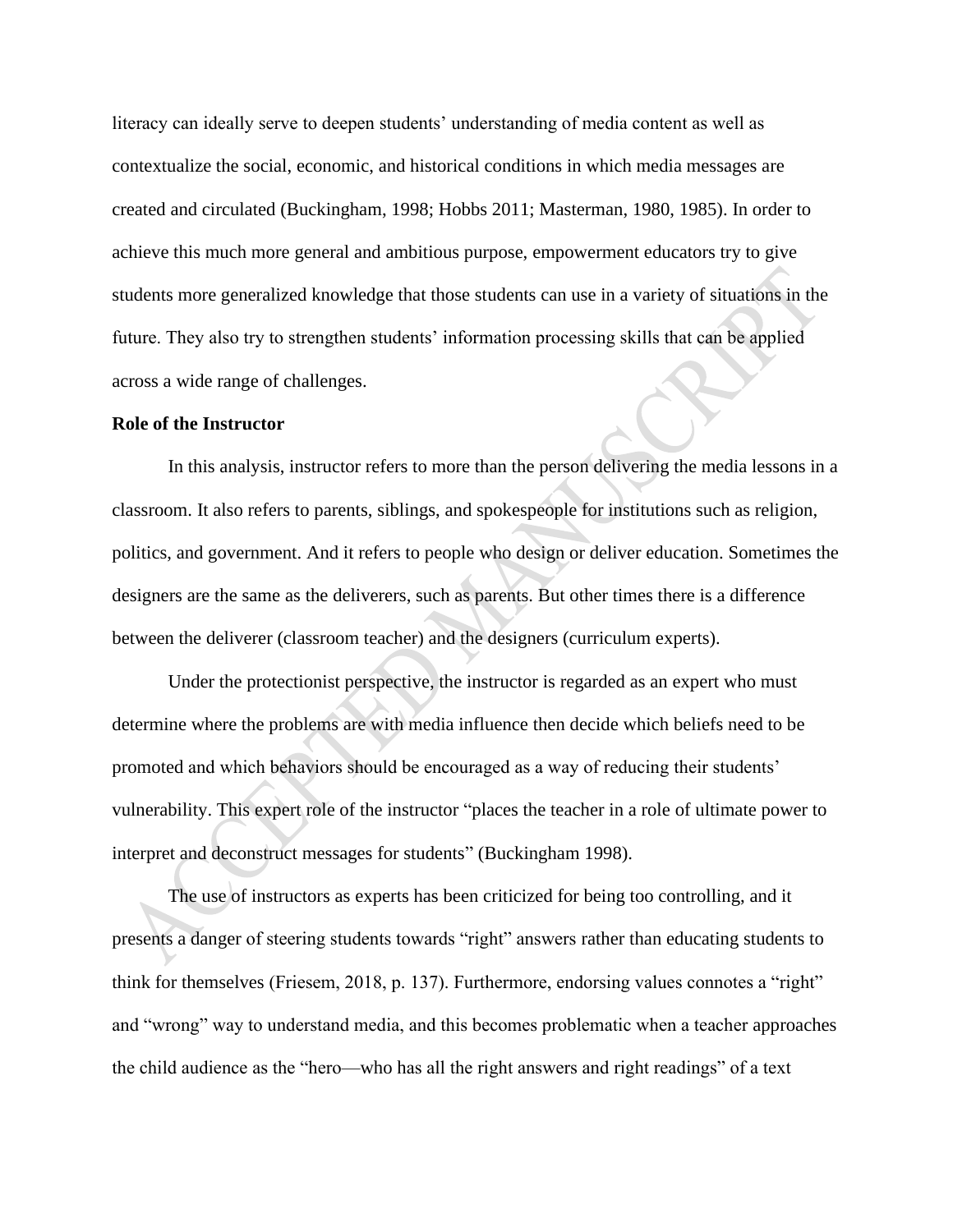literacy can ideally serve to deepen students' understanding of media content as well as contextualize the social, economic, and historical conditions in which media messages are created and circulated (Buckingham, 1998; Hobbs 2011; Masterman, 1980, 1985). In order to achieve this much more general and ambitious purpose, empowerment educators try to give students more generalized knowledge that those students can use in a variety of situations in the future. They also try to strengthen students' information processing skills that can be applied across a wide range of challenges.

**Role of the Instructor**

In this analysis, instructor refers to more than the person delivering the media lessons in a classroom. It also refers to parents, siblings, and spokespeople for institutions such as religion, politics, and government. And it refers to people who design or deliver education. Sometimes the designers are the same as the deliverers, such as parents. But other times there is a difference between the deliverer (classroom teacher) and the designers (curriculum experts).

Under the protectionist perspective, the instructor is regarded as an expert who must determine where the problems are with media influence then decide which beliefs need to be promoted and which behaviors should be encouraged as a way of reducing their students' vulnerability. This expert role of the instructor "places the teacher in a role of ultimate power to interpret and deconstruct messages for students" (Buckingham 1998).

The use of instructors as experts has been criticized for being too controlling, and it presents a danger of steering students towards "right" answers rather than educating students to think for themselves (Friesem, 2018, p. 137). Furthermore, endorsing values connotes a "right" and "wrong" way to understand media, and this becomes problematic when a teacher approaches the child audience as the "hero—who has all the right answers and right readings" of a text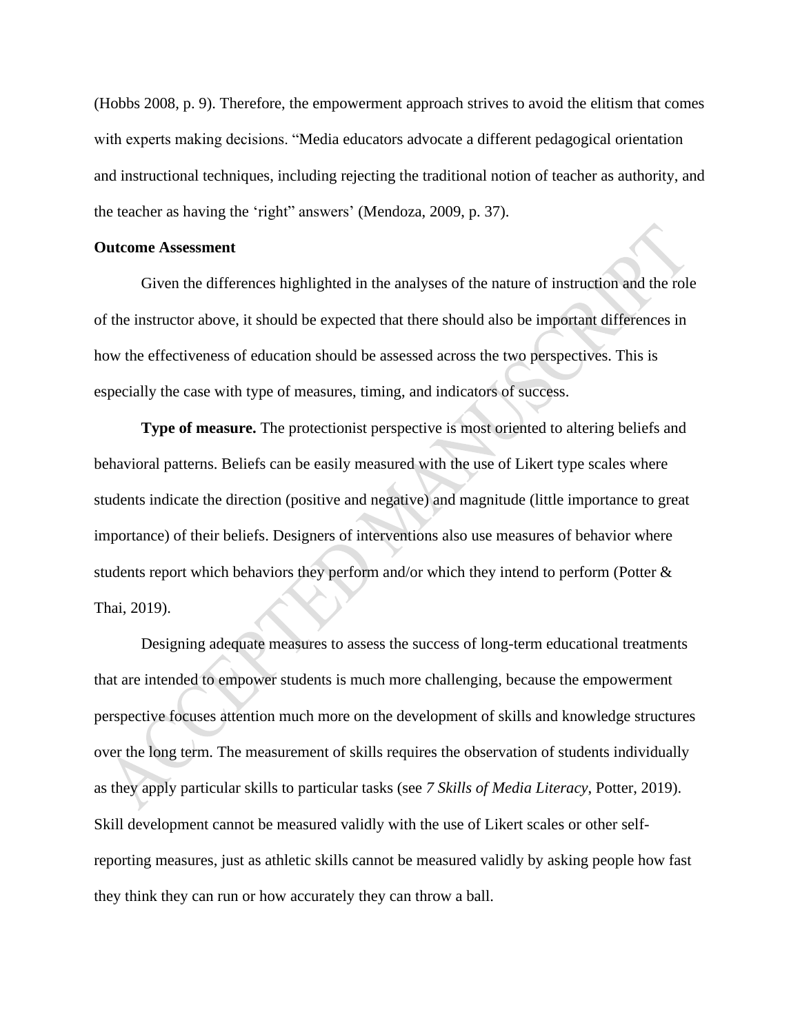(Hobbs 2008, p. 9). Therefore, the empowerment approach strives to avoid the elitism that comes with experts making decisions. "Media educators advocate a different pedagogical orientation and instructional techniques, including rejecting the traditional notion of teacher as authority, and the teacher as having the 'right" answers' (Mendoza, 2009, p. 37).

**Outcome Assessment**

Given the differences highlighted in the analyses of the nature of instruction and the role of the instructor above, it should be expected that there should also be important differences in how the effectiveness of education should be assessed across the two perspectives. This is especially the case with type of measures, timing, and indicators of success.

**Type of measure.** The protectionist perspective is most oriented to altering beliefs and behavioral patterns. Beliefs can be easily measured with the use of Likert type scales where students indicate the direction (positive and negative) and magnitude (little importance to great importance) of their beliefs. Designers of interventions also use measures of behavior where students report which behaviors they perform and/or which they intend to perform (Potter & Thai, 2019).

Designing adequate measures to assess the success of long-term educational treatments that are intended to empower students is much more challenging, because the empowerment perspective focuses attention much more on the development of skills and knowledge structures over the long term. The measurement of skills requires the observation of students individually as they apply particular skills to particular tasks (see *7 Skills of Media Literacy*, Potter, 2019). Skill development cannot be measured validly with the use of Likert scales or other self-reporting measures, just as athletic skills cannot be measured validly by asking people how fast they think they can run or how accurately they can throw a ball.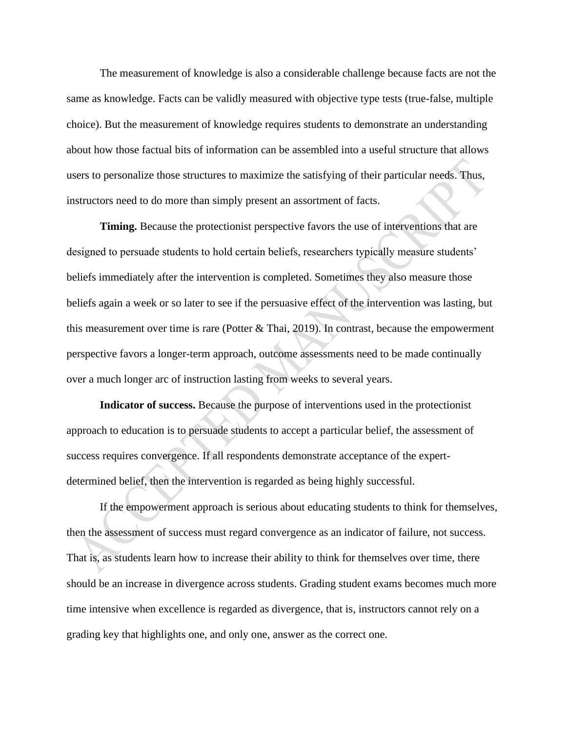The measurement of knowledge is also a considerable challenge because facts are not the same as knowledge. Facts can be validly measured with objective type tests (true-false, multiple choice). But the measurement of knowledge requires students to demonstrate an understanding about how those factual bits of information can be assembled into a useful structure that allows users to personalize those structures to maximize the satisfying of their particular needs. Thus, instructors need to do more than simply present an assortment of facts.

**Timing.** Because the protectionist perspective favors the use of interventions that are designed to persuade students to hold certain beliefs, researchers typically measure students' beliefs immediately after the intervention is completed. Sometimes they also measure those beliefs again a week or so later to see if the persuasive effect of the intervention was lasting, but this measurement over time is rare (Potter & Thai, 2019). In contrast, because the empowerment perspective favors a longer-term approach, outcome assessments need to be made continually over a much longer arc of instruction lasting from weeks to several years.

**Indicator of success.** Because the purpose of interventions used in the protectionist approach to education is to persuade students to accept a particular belief, the assessment of success requires convergence. If all respondents demonstrate acceptance of the expert-determined belief, then the intervention is regarded as being highly successful.

If the empowerment approach is serious about educating students to think for themselves, then the assessment of success must regard convergence as an indicator of failure, not success. That is, as students learn how to increase their ability to think for themselves over time, there should be an increase in divergence across students. Grading student exams becomes much more time intensive when excellence is regarded as divergence, that is, instructors cannot rely on a grading key that highlights one, and only one, answer as the correct one.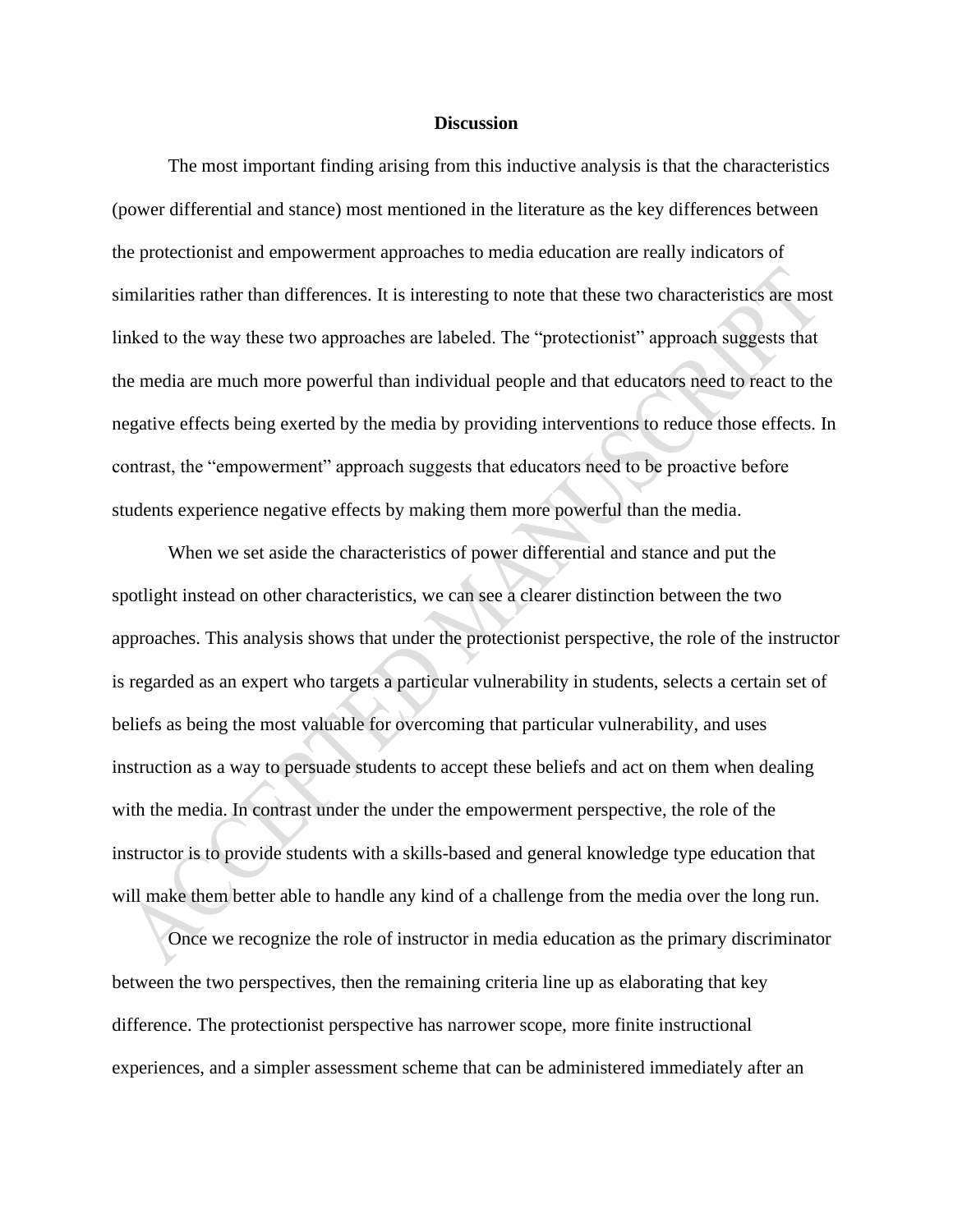**Discussion**

The most important finding arising from this inductive analysis is that the characteristics (power differential and stance) most mentioned in the literature as the key differences between the protectionist and empowerment approaches to media education are really indicators of similarities rather than differences. It is interesting to note that these two characteristics are most linked to the way these two approaches are labeled. The "protectionist" approach suggests that the media are much more powerful than individual people and that educators need to react to the negative effects being exerted by the media by providing interventions to reduce those effects. In contrast, the "empowerment" approach suggests that educators need to be proactive before students experience negative effects by making them more powerful than the media.

When we set aside the characteristics of power differential and stance and put the spotlight instead on other characteristics, we can see a clearer distinction between the two approaches. This analysis shows that under the protectionist perspective, the role of the instructor is regarded as an expert who targets a particular vulnerability in students, selects a certain set of beliefs as being the most valuable for overcoming that particular vulnerability, and uses instruction as a way to persuade students to accept these beliefs and act on them when dealing with the media. In contrast under the under the empowerment perspective, the role of the instructor is to provide students with a skills-based and general knowledge type education that will make them better able to handle any kind of a challenge from the media over the long run.

Once we recognize the role of instructor in media education as the primary discriminator between the two perspectives, then the remaining criteria line up as elaborating that key difference. The protectionist perspective has narrower scope, more finite instructional experiences, and a simpler assessment scheme that can be administered immediately after an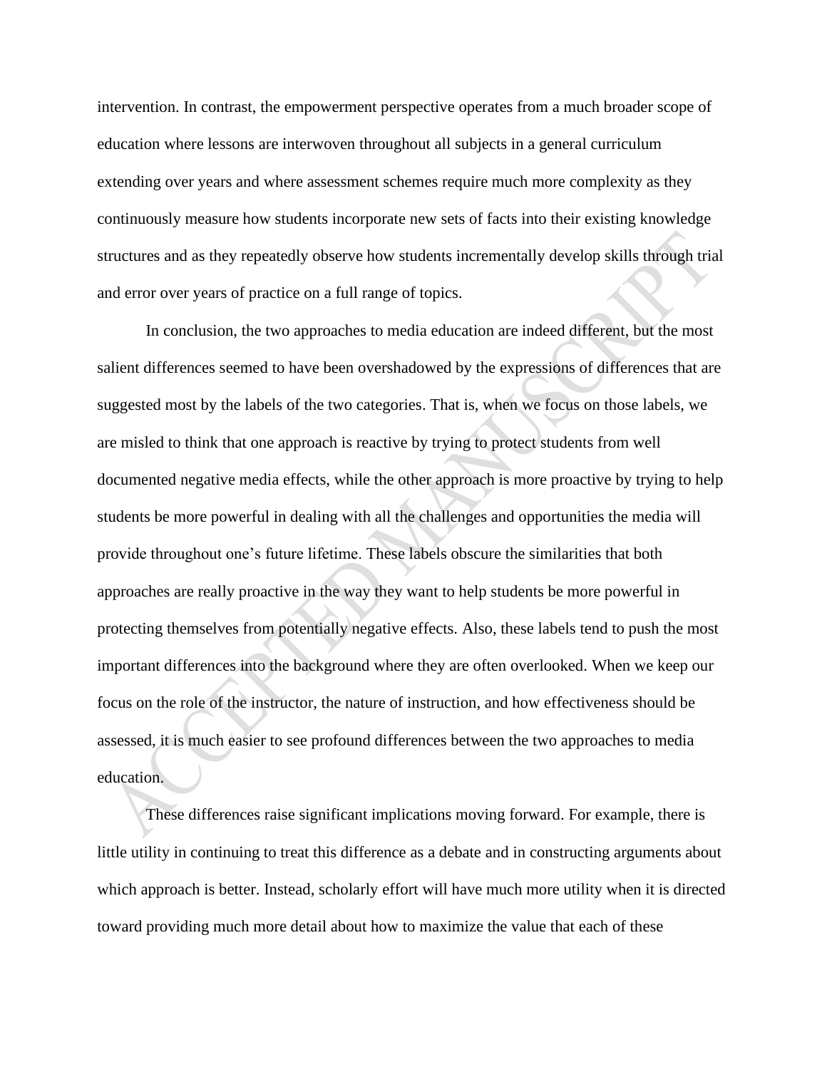intervention. In contrast, the empowerment perspective operates from a much broader scope of education where lessons are interwoven throughout all subjects in a general curriculum extending over years and where assessment schemes require much more complexity as they continuously measure how students incorporate new sets of facts into their existing knowledge structures and as they repeatedly observe how students incrementally develop skills through trial and error over years of practice on a full range of topics.

In conclusion, the two approaches to media education are indeed different, but the most salient differences seemed to have been overshadowed by the expressions of differences that are suggested most by the labels of the two categories. That is, when we focus on those labels, we are misled to think that one approach is reactive by trying to protect students from well documented negative media effects, while the other approach is more proactive by trying to help students be more powerful in dealing with all the challenges and opportunities the media will provide throughout one's future lifetime. These labels obscure the similarities that both approaches are really proactive in the way they want to help students be more powerful in protecting themselves from potentially negative effects. Also, these labels tend to push the most important differences into the background where they are often overlooked. When we keep our focus on the role of the instructor, the nature of instruction, and how effectiveness should be assessed, it is much easier to see profound differences between the two approaches to media education.

These differences raise significant implications moving forward. For example, there is little utility in continuing to treat this difference as a debate and in constructing arguments about which approach is better. Instead, scholarly effort will have much more utility when it is directed toward providing much more detail about how to maximize the value that each of these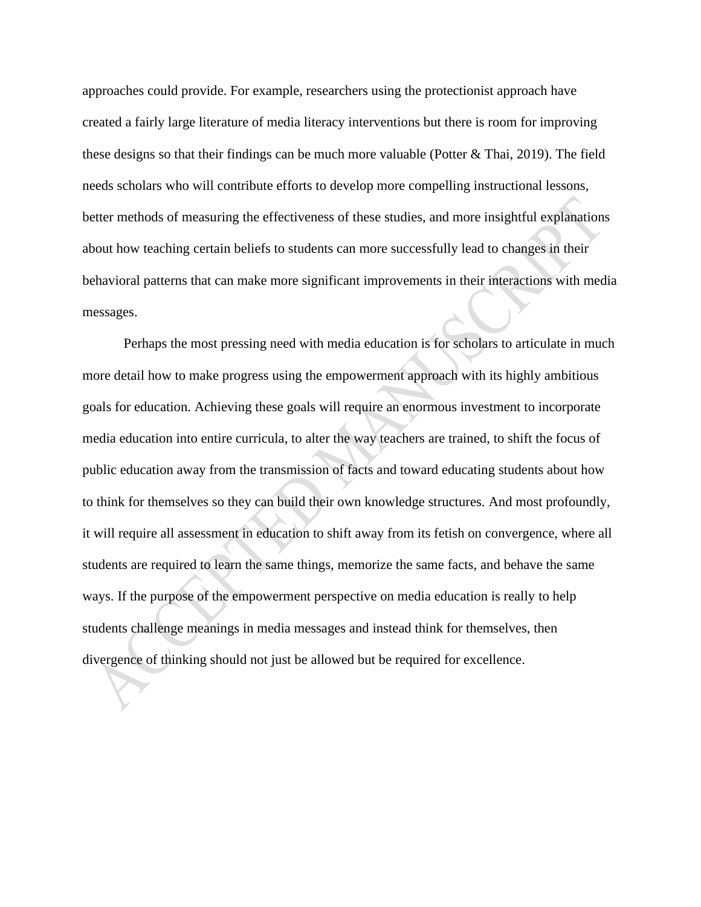approaches could provide. For example, researchers using the protectionist approach have created a fairly large literature of media literacy interventions but there is room for improving these designs so that their findings can be much more valuable (Potter & Thai, 2019). The field needs scholars who will contribute efforts to develop more compelling instructional lessons, better methods of measuring the effectiveness of these studies, and more insightful explanations about how teaching certain beliefs to students can more successfully lead to changes in their behavioral patterns that can make more significant improvements in their interactions with media messages.

Perhaps the most pressing need with media education is for scholars to articulate in much more detail how to make progress using the empowerment approach with its highly ambitious goals for education. Achieving these goals will require an enormous investment to incorporate media education into entire curricula, to alter the way teachers are trained, to shift the focus of public education away from the transmission of facts and toward educating students about how to think for themselves so they can build their own knowledge structures. And most profoundly, it will require all assessment in education to shift away from its fetish on convergence, where all students are required to learn the same things, memorize the same facts, and behave the same ways. If the purpose of the empowerment perspective on media education is really to help students challenge meanings in media messages and instead think for themselves, then divergence of thinking should not just be allowed but be required for excellence.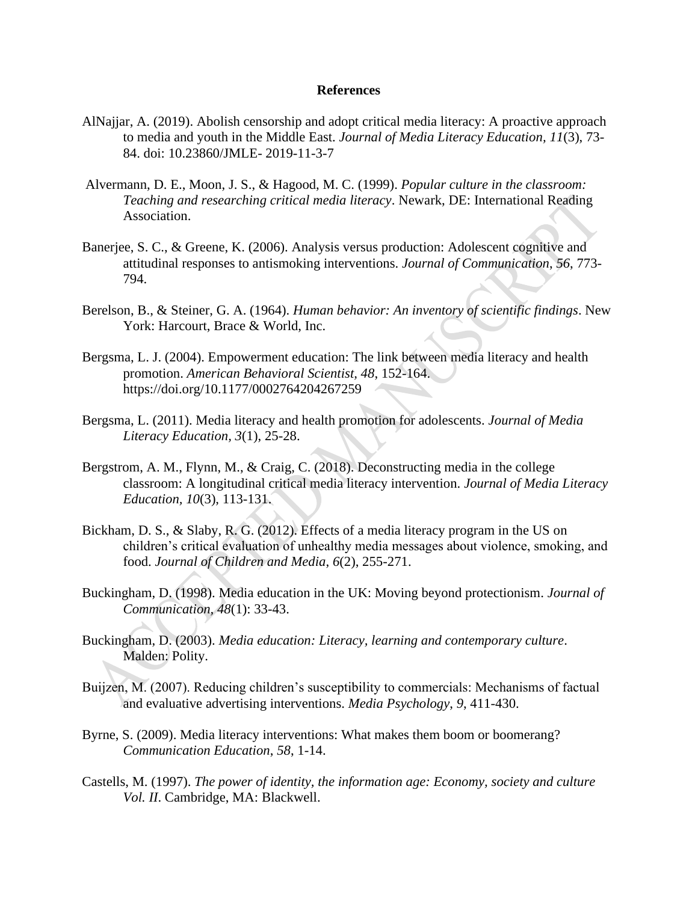# References

AlNajjar, A. (2019). Abolish censorship and adopt critical media literacy: A proactive approach to media and youth in the Middle East. *Journal of Media Literacy Education, 11*(3), 73-84. doi: 10.23860/JMLE- 2019-11-3-7

Alvermann, D. E., Moon, J. S., & Hagood, M. C. (1999). *Popular culture in the classroom: Teaching and researching critical media literacy*. Newark, DE: International Reading Association.

Banerjee, S. C., & Greene, K. (2006). Analysis versus production: Adolescent cognitive and attitudinal responses to antismoking interventions. *Journal of Communication*, *56*, 773-794.

Berelson, B., & Steiner, G. A. (1964). *Human behavior: An inventory of scientific findings*. New York: Harcourt, Brace & World, Inc.

Bergsma, L. J. (2004). Empowerment education: The link between media literacy and health promotion. *American Behavioral Scientist*, *48*, 152-164. https://doi.org/10.1177/0002764204267259

Bergsma, L. (2011). Media literacy and health promotion for adolescents. *Journal of Media Literacy Education, 3*(1), 25-28.

Bergstrom, A. M., Flynn, M., & Craig, C. (2018). Deconstructing media in the college classroom: A longitudinal critical media literacy intervention. *Journal of Media Literacy Education, 10*(3), 113-131.

Bickham, D. S., & Slaby, R. G. (2012). Effects of a media literacy program in the US on children's critical evaluation of unhealthy media messages about violence, smoking, and food. *Journal of Children and Media*, *6*(2), 255-271.

Buckingham, D. (1998). Media education in the UK: Moving beyond protectionism. *Journal of Communication*, *48*(1): 33-43.

Buckingham, D. (2003). *Media education: Literacy, learning and contemporary culture*. Malden: Polity.

Buijzen, M. (2007). Reducing children's susceptibility to commercials: Mechanisms of factual and evaluative advertising interventions. *Media Psychology*, *9*, 411-430.

Byrne, S. (2009). Media literacy interventions: What makes them boom or boomerang? *Communication Education*, *58*, 1-14.

Castells, M. (1997). *The power of identity, the information age: Economy, society and culture Vol. II*. Cambridge, MA: Blackwell.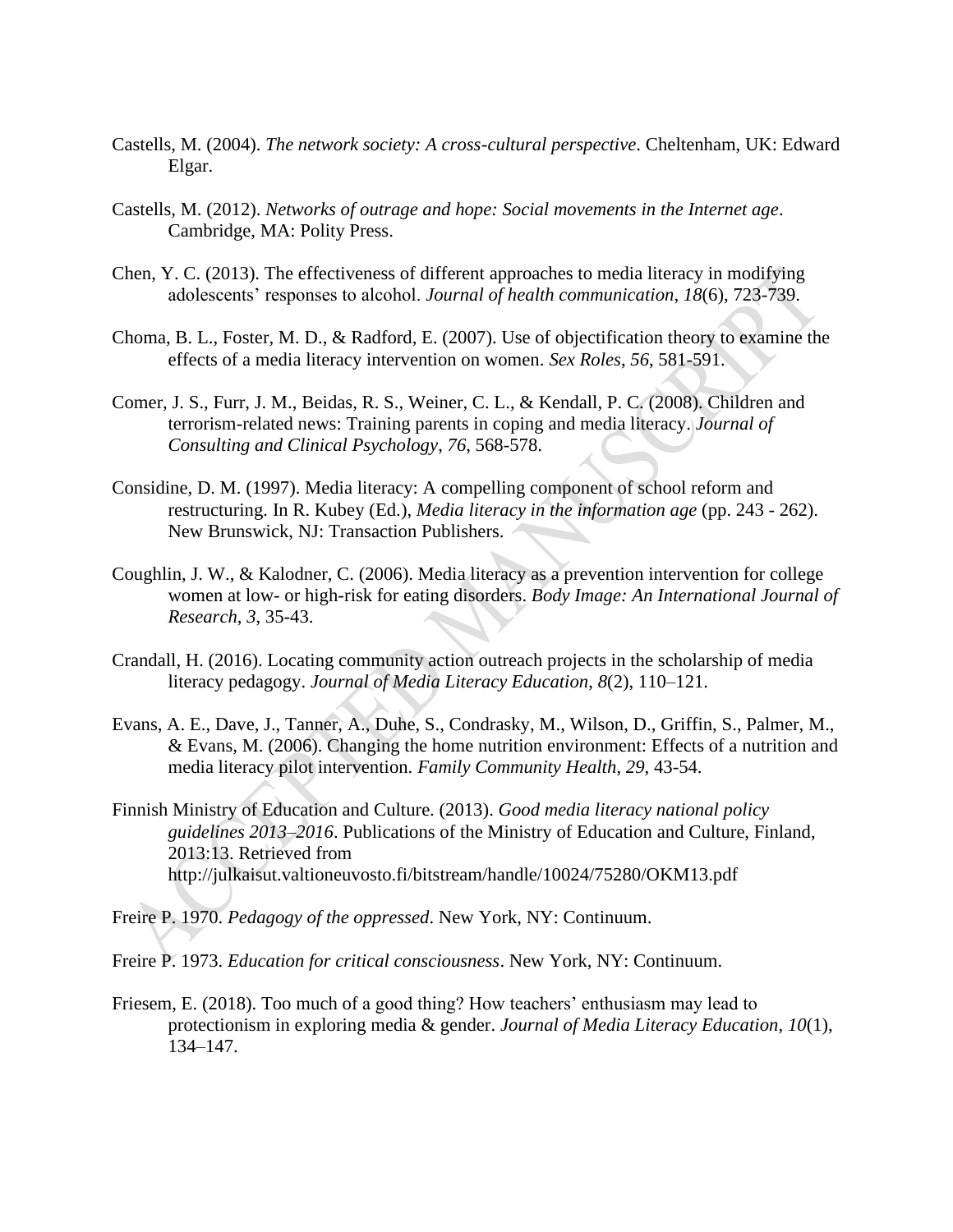Castells, M. (2004). *The network society: A cross-cultural perspective*. Cheltenham, UK: Edward Elgar.

Castells, M. (2012). *Networks of outrage and hope: Social movements in the Internet age*. Cambridge, MA: Polity Press.

Chen, Y. C. (2013). The effectiveness of different approaches to media literacy in modifying adolescents' responses to alcohol. *Journal of health communication*, *18*(6), 723-739.

Choma, B. L., Foster, M. D., & Radford, E. (2007). Use of objectification theory to examine the effects of a media literacy intervention on women. *Sex Roles*, *56*, 581-591.

Comer, J. S., Furr, J. M., Beidas, R. S., Weiner, C. L., & Kendall, P. C. (2008). Children and terrorism-related news: Training parents in coping and media literacy. *Journal of Consulting and Clinical Psychology*, *76*, 568-578.

Considine, D. M. (1997). Media literacy: A compelling component of school reform and restructuring. In R. Kubey (Ed.), *Media literacy in the information age* (pp. 243 - 262). New Brunswick, NJ: Transaction Publishers.

Coughlin, J. W., & Kalodner, C. (2006). Media literacy as a prevention intervention for college women at low- or high-risk for eating disorders. *Body Image: An International Journal of Research*, *3*, 35-43.

Crandall, H. (2016). Locating community action outreach projects in the scholarship of media literacy pedagogy. *Journal of Media Literacy Education*, *8*(2), 110–121.

Evans, A. E., Dave, J., Tanner, A., Duhe, S., Condrasky, M., Wilson, D., Griffin, S., Palmer, M., & Evans, M. (2006). Changing the home nutrition environment: Effects of a nutrition and media literacy pilot intervention. *Family Community Health*, *29*, 43-54.

Finnish Ministry of Education and Culture. (2013). *Good media literacy national policy guidelines 2013–2016*. Publications of the Ministry of Education and Culture, Finland, 2013:13. Retrieved from http://julkaisut.valtioneuvosto.fi/bitstream/handle/10024/75280/OKM13.pdf

Freire P. 1970. *Pedagogy of the oppressed*. New York, NY: Continuum.

Freire P. 1973. *Education for critical consciousness*. New York, NY: Continuum.

Friesem, E. (2018). Too much of a good thing? How teachers' enthusiasm may lead to protectionism in exploring media & gender. *Journal of Media Literacy Education*, *10*(1), 134–147.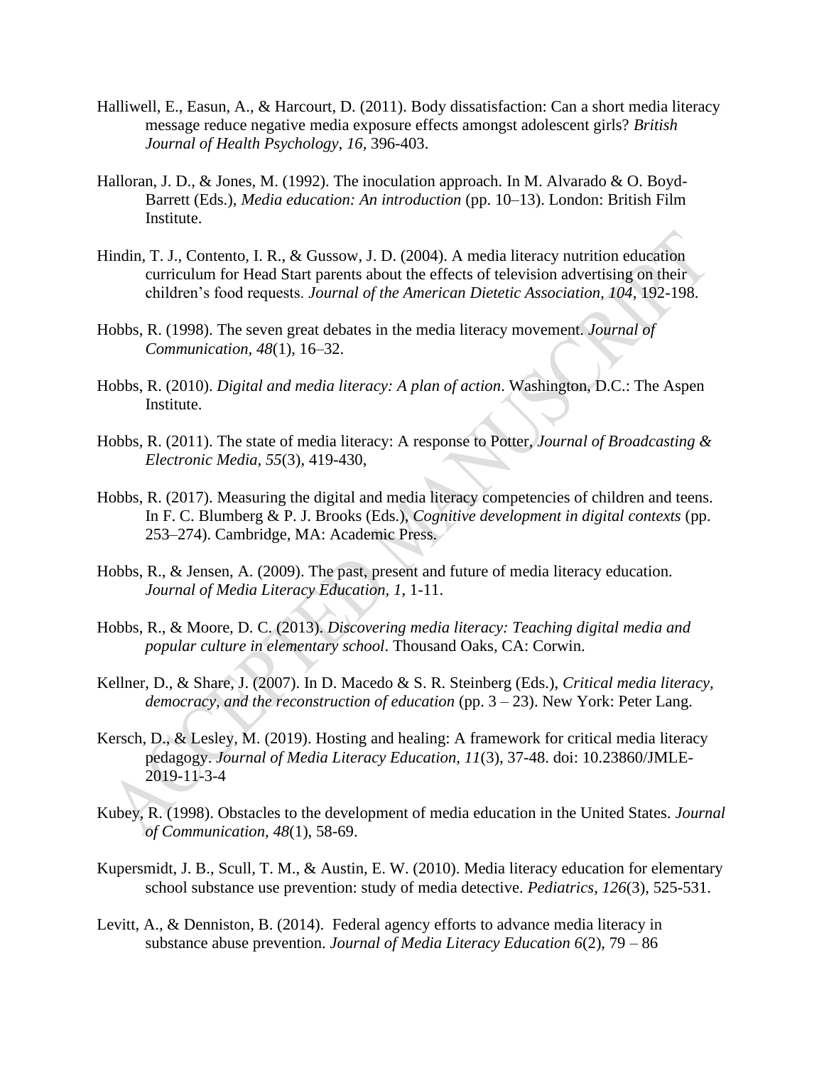Halliwell, E., Easun, A., & Harcourt, D. (2011). Body dissatisfaction: Can a short media literacy message reduce negative media exposure effects amongst adolescent girls? *British Journal of Health Psychology, 16,* 396-403.

Halloran, J. D., & Jones, M. (1992). The inoculation approach. In M. Alvarado & O. Boyd-Barrett (Eds.), *Media education: An introduction* (pp. 10–13). London: British Film Institute.

Hindin, T. J., Contento, I. R., & Gussow, J. D. (2004). A media literacy nutrition education curriculum for Head Start parents about the effects of television advertising on their children's food requests. *Journal of the American Dietetic Association, 104,* 192-198.

Hobbs, R. (1998). The seven great debates in the media literacy movement. *Journal of Communication, 48*(1), 16–32.

Hobbs, R. (2010). *Digital and media literacy: A plan of action*. Washington, D.C.: The Aspen Institute.

Hobbs, R. (2011). The state of media literacy: A response to Potter, *Journal of Broadcasting & Electronic Media, 55*(3), 419-430,

Hobbs, R. (2017). Measuring the digital and media literacy competencies of children and teens. In F. C. Blumberg & P. J. Brooks (Eds.), *Cognitive development in digital contexts* (pp. 253–274). Cambridge, MA: Academic Press.

Hobbs, R., & Jensen, A. (2009). The past, present and future of media literacy education. *Journal of Media Literacy Education, 1,* 1-11.

Hobbs, R., & Moore, D. C. (2013). *Discovering media literacy: Teaching digital media and popular culture in elementary school*. Thousand Oaks, CA: Corwin.

Kellner, D., & Share, J. (2007). In D. Macedo & S. R. Steinberg (Eds.), *Critical media literacy, democracy, and the reconstruction of education* (pp. 3 – 23). New York: Peter Lang.

Kersch, D., & Lesley, M. (2019). Hosting and healing: A framework for critical media literacy pedagogy. *Journal of Media Literacy Education, 11*(3), 37-48. doi: 10.23860/JMLE-2019-11-3-4

Kubey, R. (1998). Obstacles to the development of media education in the United States. *Journal of Communication, 48*(1), 58-69.

Kupersmidt, J. B., Scull, T. M., & Austin, E. W. (2010). Media literacy education for elementary school substance use prevention: study of media detective. *Pediatrics, 126*(3), 525-531.

Levitt, A., & Denniston, B. (2014). Federal agency efforts to advance media literacy in substance abuse prevention. *Journal of Media Literacy Education 6*(2), 79 – 86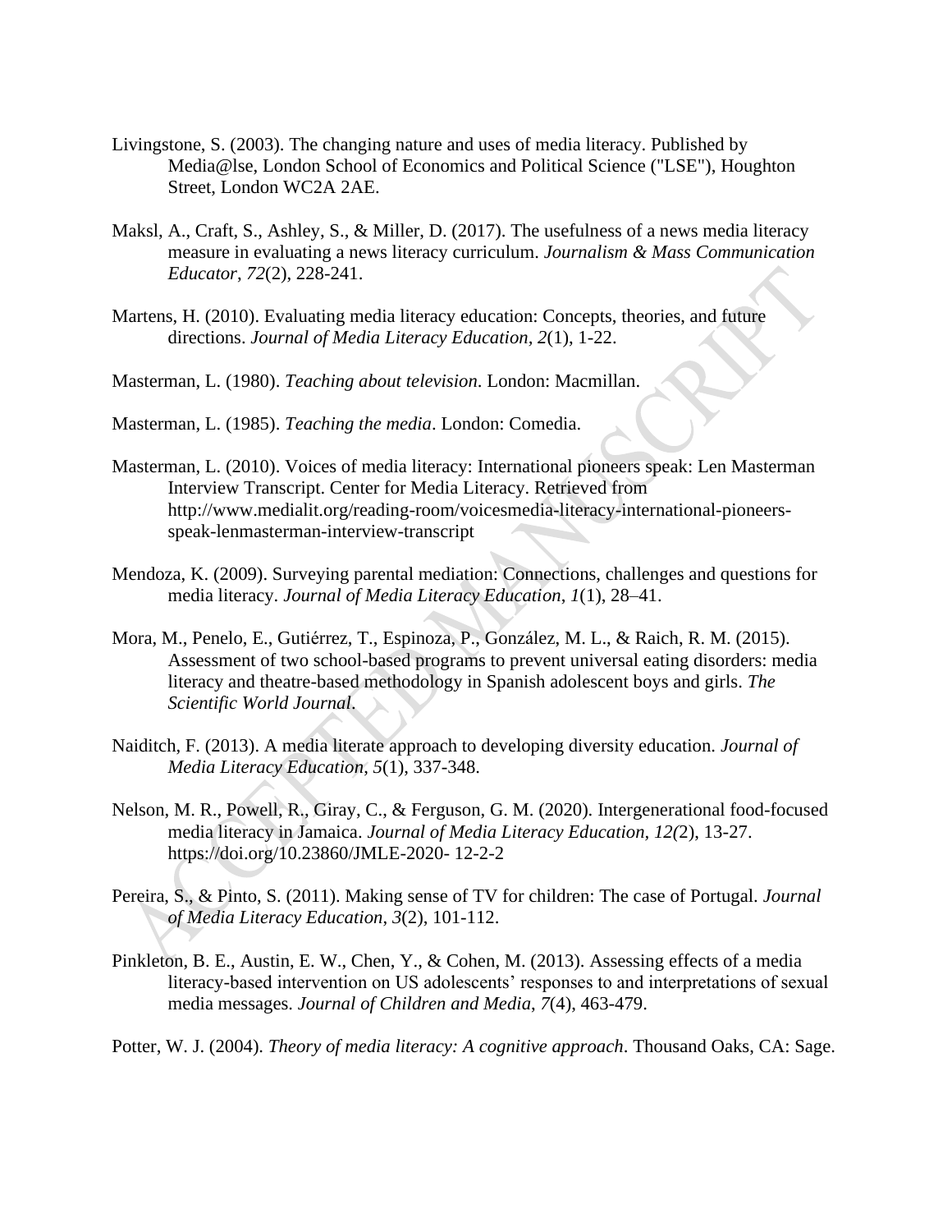Livingstone, S. (2003). The changing nature and uses of media literacy. Published by Media@lse, London School of Economics and Political Science ("LSE"), Houghton Street, London WC2A 2AE.

Maksl, A., Craft, S., Ashley, S., & Miller, D. (2017). The usefulness of a news media literacy measure in evaluating a news literacy curriculum. *Journalism & Mass Communication Educator*, *72*(2), 228-241.

Martens, H. (2010). Evaluating media literacy education: Concepts, theories, and future directions. *Journal of Media Literacy Education*, *2*(1), 1-22.

Masterman, L. (1980). *Teaching about television*. London: Macmillan.

Masterman, L. (1985). *Teaching the media*. London: Comedia.

Masterman, L. (2010). Voices of media literacy: International pioneers speak: Len Masterman Interview Transcript. Center for Media Literacy. Retrieved from http://www.medialit.org/reading-room/voicesmedia-literacy-international-pioneers-speak-lenmasterman-interview-transcript

Mendoza, K. (2009). Surveying parental mediation: Connections, challenges and questions for media literacy. *Journal of Media Literacy Education*, *1*(1), 28–41.

Mora, M., Penelo, E., Gutiérrez, T., Espinoza, P., González, M. L., & Raich, R. M. (2015). Assessment of two school-based programs to prevent universal eating disorders: media literacy and theatre-based methodology in Spanish adolescent boys and girls. *The Scientific World Journal*.

Naiditch, F. (2013). A media literate approach to developing diversity education. *Journal of Media Literacy Education*, *5*(1), 337-348.

Nelson, M. R., Powell, R., Giray, C., & Ferguson, G. M. (2020). Intergenerational food-focused media literacy in Jamaica. *Journal of Media Literacy Education*, *12(*2), 13-27. https://doi.org/10.23860/JMLE-2020- 12-2-2

Pereira, S., & Pinto, S. (2011). Making sense of TV for children: The case of Portugal. *Journal of Media Literacy Education*, *3*(2), 101-112.

Pinkleton, B. E., Austin, E. W., Chen, Y., & Cohen, M. (2013). Assessing effects of a media literacy-based intervention on US adolescents' responses to and interpretations of sexual media messages. *Journal of Children and Media*, *7*(4), 463-479.

Potter, W. J. (2004). *Theory of media literacy: A cognitive approach*. Thousand Oaks, CA: Sage.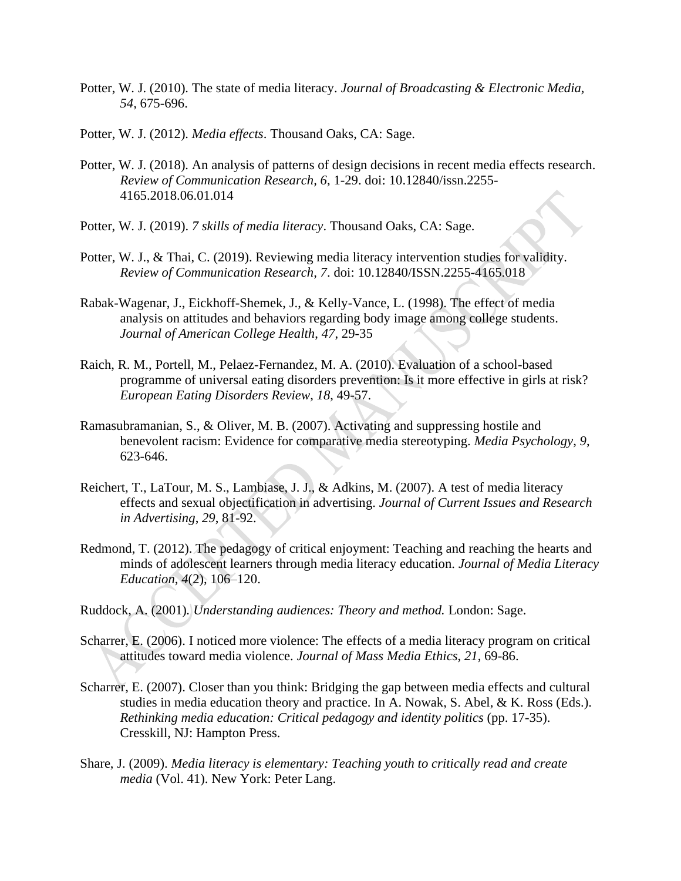Potter, W. J. (2010). The state of media literacy. *Journal of Broadcasting & Electronic Media, 54,* 675-696.

Potter, W. J. (2012). *Media effects*. Thousand Oaks, CA: Sage.

Potter, W. J. (2018). An analysis of patterns of design decisions in recent media effects research. *Review of Communication Research, 6,* 1-29. doi: 10.12840/issn.2255-4165.2018.06.01.014

Potter, W. J. (2019). *7 skills of media literacy*. Thousand Oaks, CA: Sage.

Potter, W. J., & Thai, C. (2019). Reviewing media literacy intervention studies for validity. *Review of Communication Research, 7*. doi: 10.12840/ISSN.2255-4165.018

Rabak-Wagenar, J., Eickhoff-Shemek, J., & Kelly-Vance, L. (1998). The effect of media analysis on attitudes and behaviors regarding body image among college students. *Journal of American College Health*, *47*, 29-35

Raich, R. M., Portell, M., Pelaez-Fernandez, M. A. (2010). Evaluation of a school-based programme of universal eating disorders prevention: Is it more effective in girls at risk? *European Eating Disorders Review*, *18*, 49-57.

Ramasubramanian, S., & Oliver, M. B. (2007). Activating and suppressing hostile and benevolent racism: Evidence for comparative media stereotyping. *Media Psychology*, *9*, 623-646.

Reichert, T., LaTour, M. S., Lambiase, J. J., & Adkins, M. (2007). A test of media literacy effects and sexual objectification in advertising. *Journal of Current Issues and Research in Advertising*, *29*, 81-92.

Redmond, T. (2012). The pedagogy of critical enjoyment: Teaching and reaching the hearts and minds of adolescent learners through media literacy education. *Journal of Media Literacy Education*, *4*(2), 106–120.

Ruddock, A. (2001). *Understanding audiences: Theory and method.* London: Sage.

Scharrer, E. (2006). I noticed more violence: The effects of a media literacy program on critical attitudes toward media violence. *Journal of Mass Media Ethics*, *21*, 69-86.

Scharrer, E. (2007). Closer than you think: Bridging the gap between media effects and cultural studies in media education theory and practice. In A. Nowak, S. Abel, & K. Ross (Eds.). *Rethinking media education: Critical pedagogy and identity politics* (pp. 17-35). Cresskill, NJ: Hampton Press.

Share, J. (2009). *Media literacy is elementary: Teaching youth to critically read and create media* (Vol. 41). New York: Peter Lang.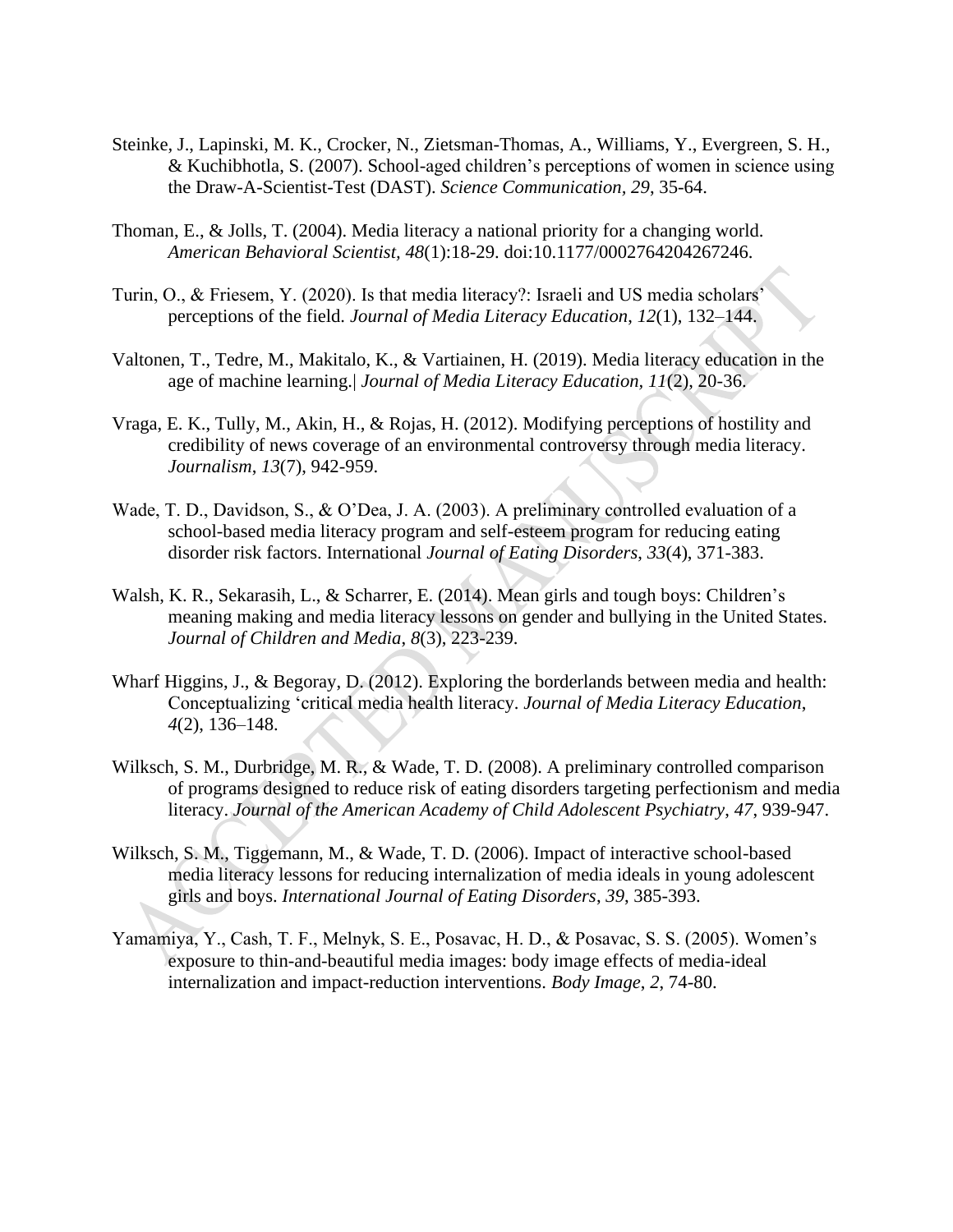Steinke, J., Lapinski, M. K., Crocker, N., Zietsman-Thomas, A., Williams, Y., Evergreen, S. H., & Kuchibhotla, S. (2007). School-aged children's perceptions of women in science using the Draw-A-Scientist-Test (DAST). *Science Communication, 29*, 35-64.

Thoman, E., & Jolls, T. (2004). Media literacy a national priority for a changing world. *American Behavioral Scientist, 48*(1):18-29. doi:10.1177/0002764204267246.

Turin, O., & Friesem, Y. (2020). Is that media literacy?: Israeli and US media scholars' perceptions of the field. *Journal of Media Literacy Education*, *12*(1), 132–144.

Valtonen, T., Tedre, M., Makitalo, K., & Vartiainen, H. (2019). Media literacy education in the age of machine learning.| *Journal of Media Literacy Education*, *11*(2), 20-36.

Vraga, E. K., Tully, M., Akin, H., & Rojas, H. (2012). Modifying perceptions of hostility and credibility of news coverage of an environmental controversy through media literacy. *Journalism*, *13*(7), 942-959.

Wade, T. D., Davidson, S., & O'Dea, J. A. (2003). A preliminary controlled evaluation of a school-based media literacy program and self-esteem program for reducing eating disorder risk factors. International *Journal of Eating Disorders*, *33*(4), 371-383.

Walsh, K. R., Sekarasih, L., & Scharrer, E. (2014). Mean girls and tough boys: Children's meaning making and media literacy lessons on gender and bullying in the United States. *Journal of Children and Media*, *8*(3), 223-239.

Wharf Higgins, J., & Begoray, D. (2012). Exploring the borderlands between media and health: Conceptualizing 'critical media health literacy. *Journal of Media Literacy Education*, *4*(2), 136–148.

Wilksch, S. M., Durbridge, M. R., & Wade, T. D. (2008). A preliminary controlled comparison of programs designed to reduce risk of eating disorders targeting perfectionism and media literacy. *Journal of the American Academy of Child Adolescent Psychiatry*, *47*, 939-947.

Wilksch, S. M., Tiggemann, M., & Wade, T. D. (2006). Impact of interactive school-based media literacy lessons for reducing internalization of media ideals in young adolescent girls and boys. *International Journal of Eating Disorders*, *39*, 385-393.

Yamamiya, Y., Cash, T. F., Melnyk, S. E., Posavac, H. D., & Posavac, S. S. (2005). Women's exposure to thin-and-beautiful media images: body image effects of media-ideal internalization and impact-reduction interventions. *Body Image*, *2*, 74-80.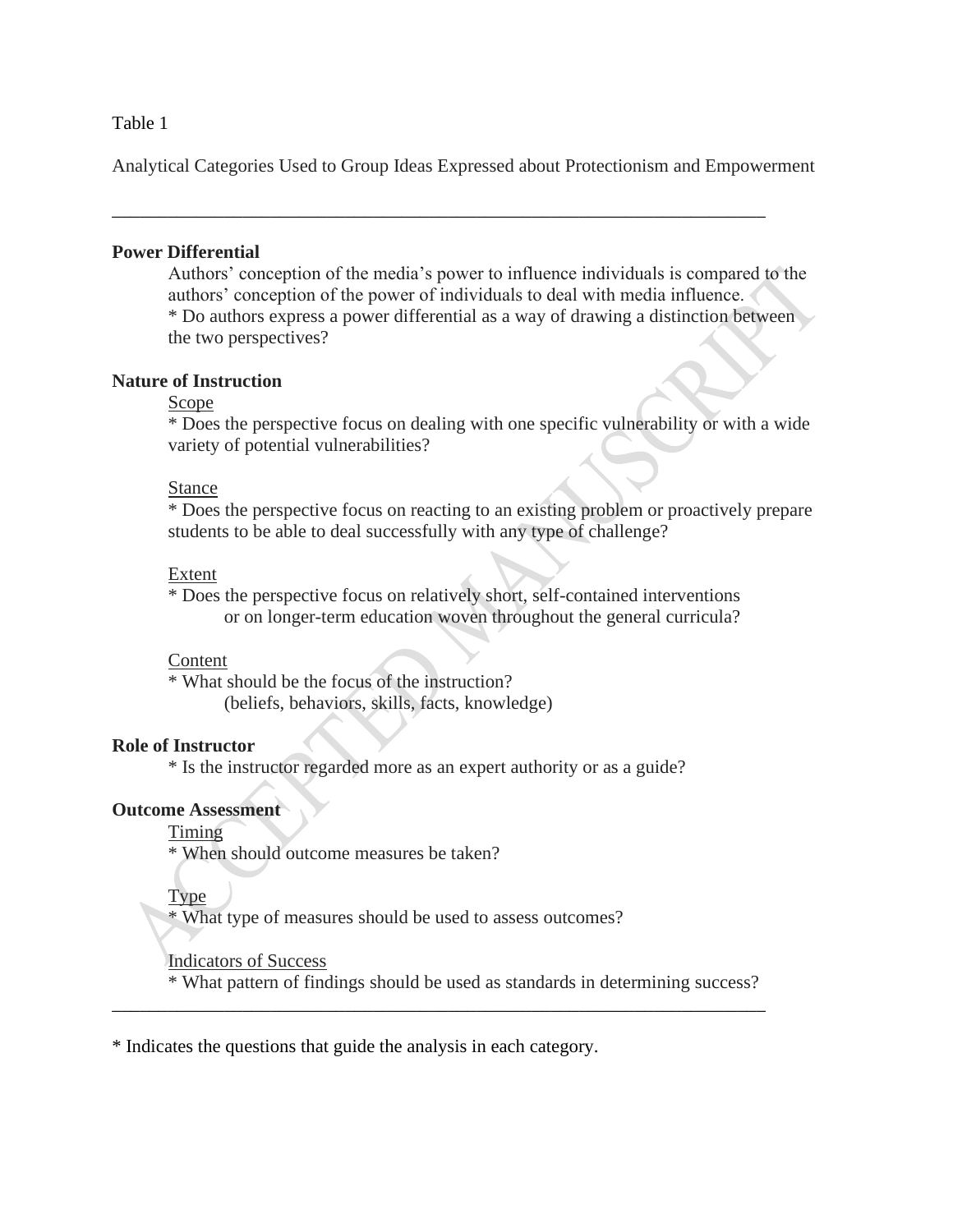Table 1

Analytical Categories Used to Group Ideas Expressed about Protectionism and Empowerment

---

**Power Differential**

Authors' conception of the media's power to influence individuals is compared to the authors' conception of the power of individuals to deal with media influence.
* Do authors express a power differential as a way of drawing a distinction between the two perspectives?

**Nature of Instruction**

<u>Scope</u>
* Does the perspective focus on dealing with one specific vulnerability or with a wide variety of potential vulnerabilities?

<u>Stance</u>
* Does the perspective focus on reacting to an existing problem or proactively prepare students to be able to deal successfully with any type of challenge?

<u>Extent</u>
* Does the perspective focus on relatively short, self-contained interventions or on longer-term education woven throughout the general curricula?

<u>Content</u>
* What should be the focus of the instruction?
(beliefs, behaviors, skills, facts, knowledge)

**Role of Instructor**

* Is the instructor regarded more as an expert authority or as a guide?

**Outcome Assessment**

<u>Timing</u>
* When should outcome measures be taken?

<u>Type</u>
* What type of measures should be used to assess outcomes?

<u>Indicators of Success</u>
* What pattern of findings should be used as standards in determining success?

---

* Indicates the questions that guide the analysis in each category.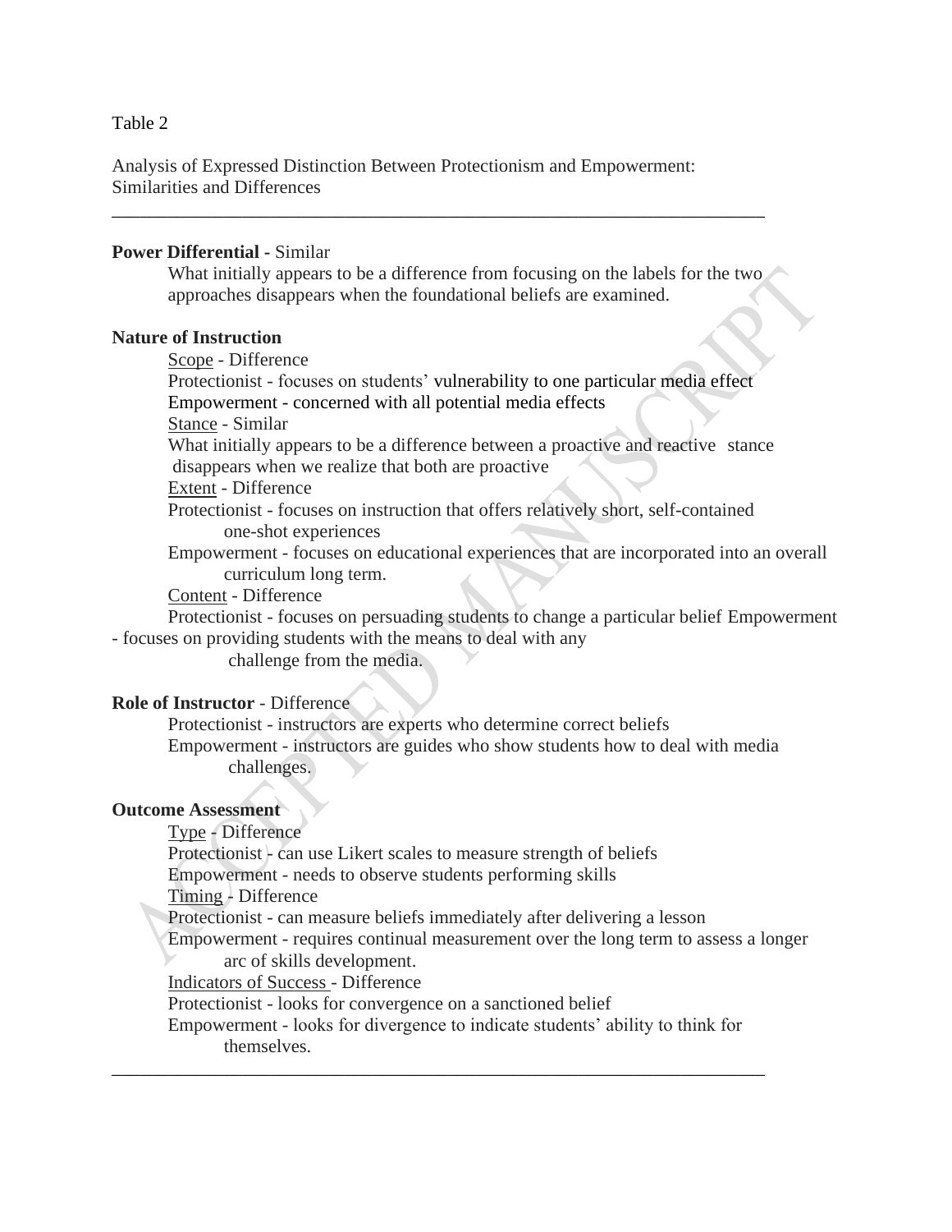Table 2

Analysis of Expressed Distinction Between Protectionism and Empowerment: Similarities and Differences

---

**Power Differential** - Similar

What initially appears to be a difference from focusing on the labels for the two approaches disappears when the foundational beliefs are examined.

**Nature of Instruction**

Scope - Difference

Protectionist - focuses on students' vulnerability to one particular media effect

Empowerment - concerned with all potential media effects

Stance - Similar

What initially appears to be a difference between a proactive and reactive stance disappears when we realize that both are proactive

Extent - Difference

Protectionist - focuses on instruction that offers relatively short, self-contained one-shot experiences

Empowerment - focuses on educational experiences that are incorporated into an overall curriculum long term.

Content - Difference

Protectionist - focuses on persuading students to change a particular belief

Empowerment - focuses on providing students with the means to deal with any challenge from the media.

**Role of Instructor** - Difference

Protectionist - instructors are experts who determine correct beliefs

Empowerment - instructors are guides who show students how to deal with media challenges.

**Outcome Assessment**

Type - Difference

Protectionist - can use Likert scales to measure strength of beliefs

Empowerment - needs to observe students performing skills

Timing - Difference

Protectionist - can measure beliefs immediately after delivering a lesson

Empowerment - requires continual measurement over the long term to assess a longer arc of skills development.

Indicators of Success - Difference

Protectionist - looks for convergence on a sanctioned belief

Empowerment - looks for divergence to indicate students' ability to think for themselves.

---